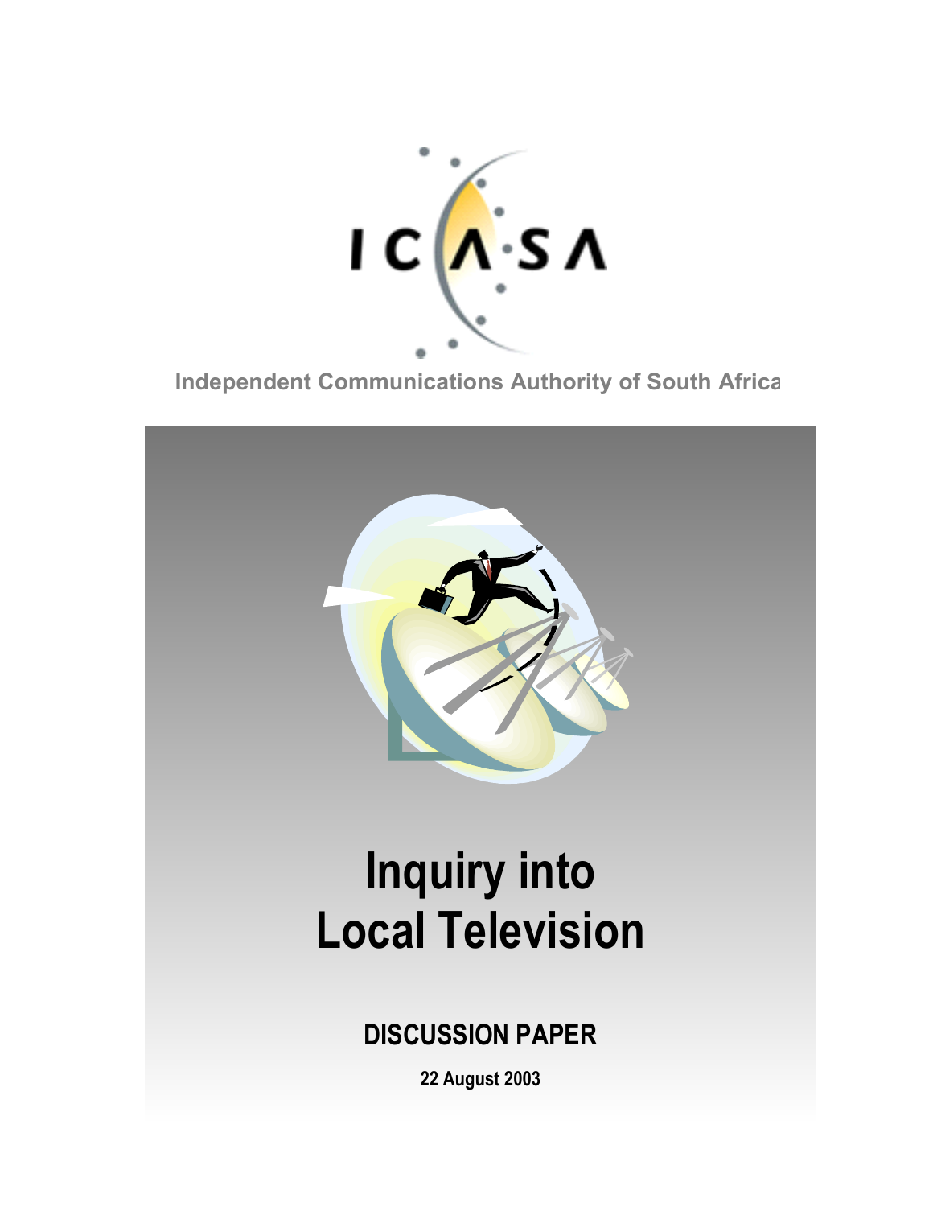ICASA

Independent Communications Authority of South Africa

# Inquiry into Local Television

## DISCUSSION PAPER

**22 August 2003**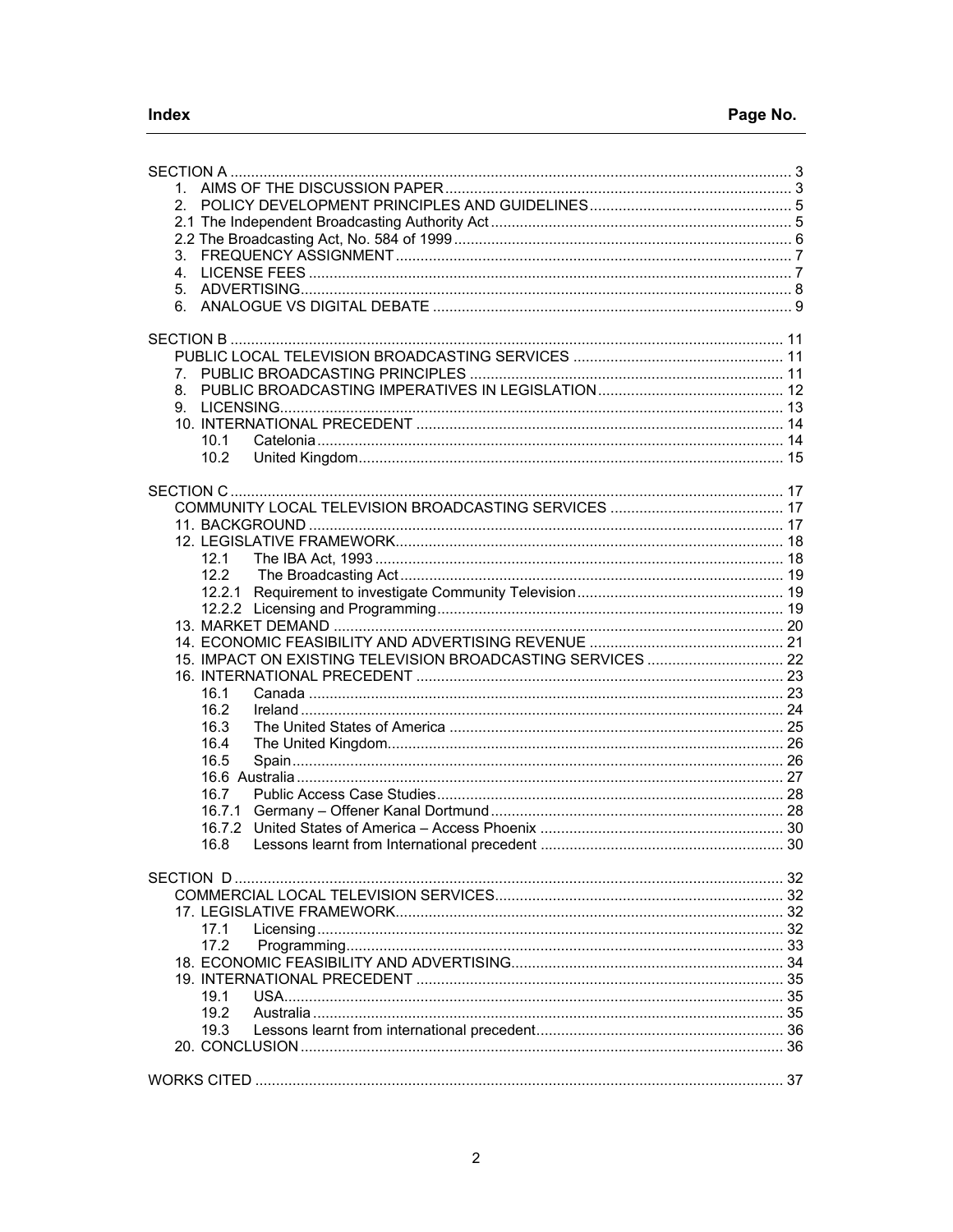| Index | Page No. |
| --- | --- |
| SECTION A | 3 |
| 1. AIMS OF THE DISCUSSION PAPER | 3 |
| 2. POLICY DEVELOPMENT PRINCIPLES AND GUIDELINES | 5 |
| 2.1 The Independent Broadcasting Authority Act | 5 |
| 2.2 The Broadcasting Act, No. 584 of 1999 | 6 |
| 3. FREQUENCY ASSIGNMENT | 7 |
| 4. LICENSE FEES | 7 |
| 5. ADVERTISING | 8 |
| 6. ANALOGUE VS DIGITAL DEBATE | 9 |
| SECTION B | 11 |
| PUBLIC LOCAL TELEVISION BROADCASTING SERVICES | 11 |
| 7. PUBLIC BROADCASTING PRINCIPLES | 11 |
| 8. PUBLIC BROADCASTING IMPERATIVES IN LEGISLATION | 12 |
| 9. LICENSING | 13 |
| 10. INTERNATIONAL PRECEDENT | 14 |
| 10.1 Catelonia | 14 |
| 10.2 United Kingdom | 15 |
| SECTION C | 17 |
| COMMUNITY LOCAL TELEVISION BROADCASTING SERVICES | 17 |
| 11. BACKGROUND | 17 |
| 12. LEGISLATIVE FRAMEWORK | 18 |
| 12.1 The IBA Act, 1993 | 18 |
| 12.2 The Broadcasting Act | 19 |
| 12.2.1 Requirement to investigate Community Television | 19 |
| 12.2.2 Licensing and Programming | 19 |
| 13. MARKET DEMAND | 20 |
| 14. ECONOMIC FEASIBILITY AND ADVERTISING REVENUE | 21 |
| 15. IMPACT ON EXISTING TELEVISION BROADCASTING SERVICES | 22 |
| 16. INTERNATIONAL PRECEDENT | 23 |
| 16.1 Canada | 23 |
| 16.2 Ireland | 24 |
| 16.3 The United States of America | 25 |
| 16.4 The United Kingdom | 26 |
| 16.5 Spain | 26 |
| 16.6 Australia | 27 |
| 16.7 Public Access Case Studies | 28 |
| 16.7.1 Germany – Offener Kanal Dortmund | 28 |
| 16.7.2 United States of America – Access Phoenix | 30 |
| 16.8 Lessons learnt from International precedent | 30 |
| SECTION D | 32 |
| COMMERCIAL LOCAL TELEVISION SERVICES | 32 |
| 17. LEGISLATIVE FRAMEWORK | 32 |
| 17.1 Licensing | 32 |
| 17.2 Programming | 33 |
| 18. ECONOMIC FEASIBILITY AND ADVERTISING | 34 |
| 19. INTERNATIONAL PRECEDENT | 35 |
| 19.1 USA | 35 |
| 19.2 Australia | 35 |
| 19.3 Lessons learnt from international precedent | 36 |
| 20. CONCLUSION | 36 |
| WORKS CITED | 37 |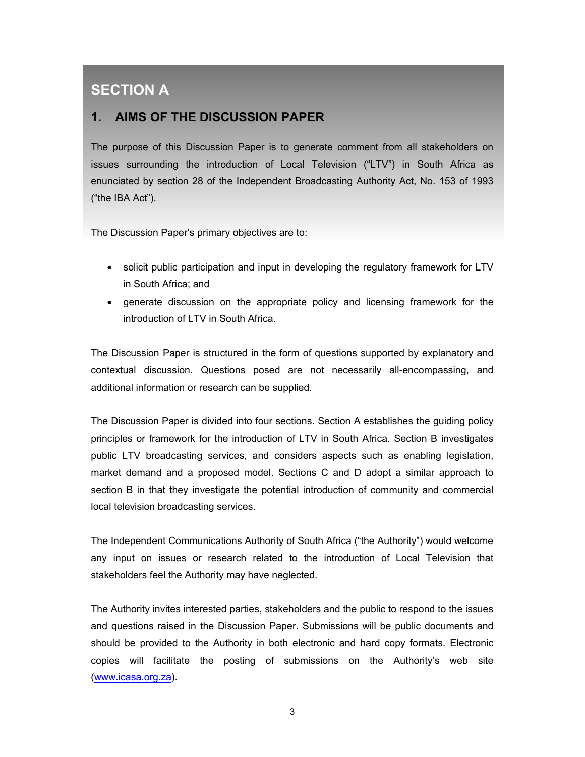# SECTION A

## 1. AIMS OF THE DISCUSSION PAPER

The purpose of this Discussion Paper is to generate comment from all stakeholders on issues surrounding the introduction of Local Television ("LTV") in South Africa as enunciated by section 28 of the Independent Broadcasting Authority Act, No. 153 of 1993 ("the IBA Act").

The Discussion Paper's primary objectives are to:

- solicit public participation and input in developing the regulatory framework for LTV in South Africa; and
- generate discussion on the appropriate policy and licensing framework for the introduction of LTV in South Africa.

The Discussion Paper is structured in the form of questions supported by explanatory and contextual discussion. Questions posed are not necessarily all-encompassing, and additional information or research can be supplied.

The Discussion Paper is divided into four sections. Section A establishes the guiding policy principles or framework for the introduction of LTV in South Africa. Section B investigates public LTV broadcasting services, and considers aspects such as enabling legislation, market demand and a proposed model. Sections C and D adopt a similar approach to section B in that they investigate the potential introduction of community and commercial local television broadcasting services.

The Independent Communications Authority of South Africa ("the Authority") would welcome any input on issues or research related to the introduction of Local Television that stakeholders feel the Authority may have neglected.

The Authority invites interested parties, stakeholders and the public to respond to the issues and questions raised in the Discussion Paper. Submissions will be public documents and should be provided to the Authority in both electronic and hard copy formats. Electronic copies will facilitate the posting of submissions on the Authority's web site (www.icasa.org.za).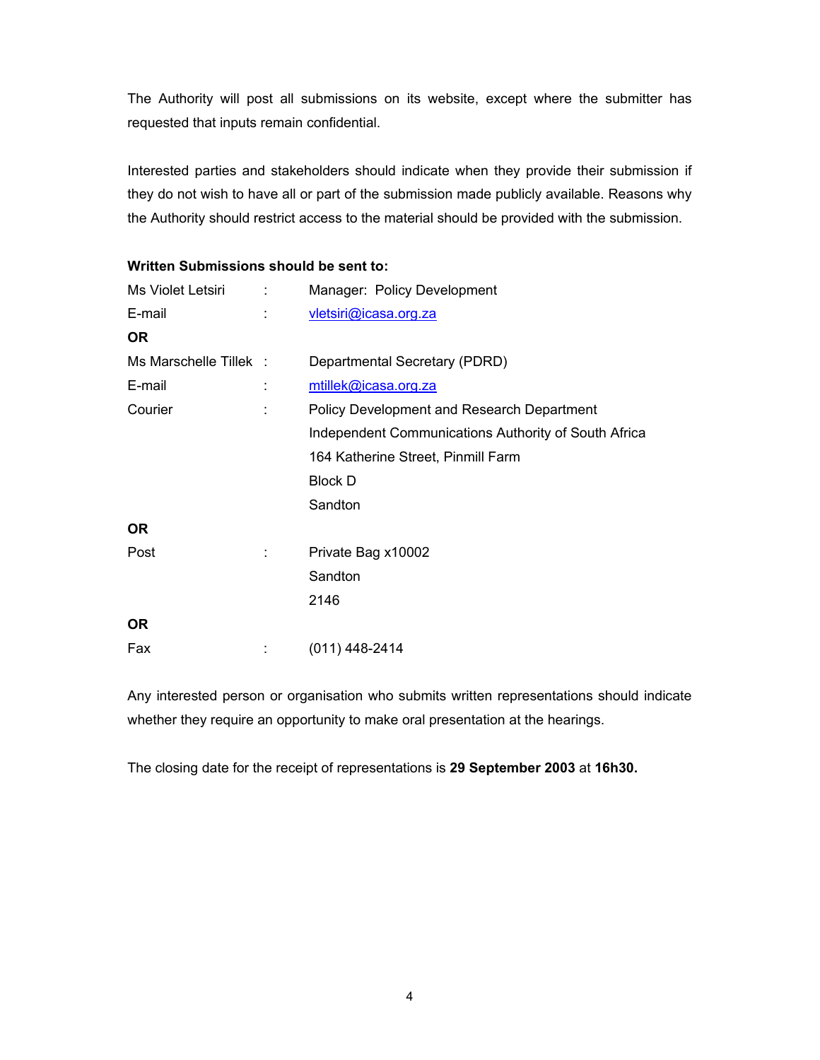The Authority will post all submissions on its website, except where the submitter has requested that inputs remain confidential.

Interested parties and stakeholders should indicate when they provide their submission if they do not wish to have all or part of the submission made publicly available. Reasons why the Authority should restrict access to the material should be provided with the submission.

**Written Submissions should be sent to:**

| | | |
|---|---|---|
| Ms Violet Letsiri | : | Manager: Policy Development |
| E-mail | : | vletsiri@icasa.org.za |
| **OR** | | |
| Ms Marschelle Tillek | : | Departmental Secretary (PDRD) |
| E-mail | : | mtillek@icasa.org.za |
| Courier | : | Policy Development and Research Department<br>Independent Communications Authority of South Africa<br>164 Katherine Street, Pinmill Farm<br>Block D<br>Sandton |
| **OR** | | |
| Post | : | Private Bag x10002<br>Sandton<br>2146 |
| **OR** | | |
| Fax | : | (011) 448-2414 |

Any interested person or organisation who submits written representations should indicate whether they require an opportunity to make oral presentation at the hearings.

The closing date for the receipt of representations is **29 September 2003** at **16h30.**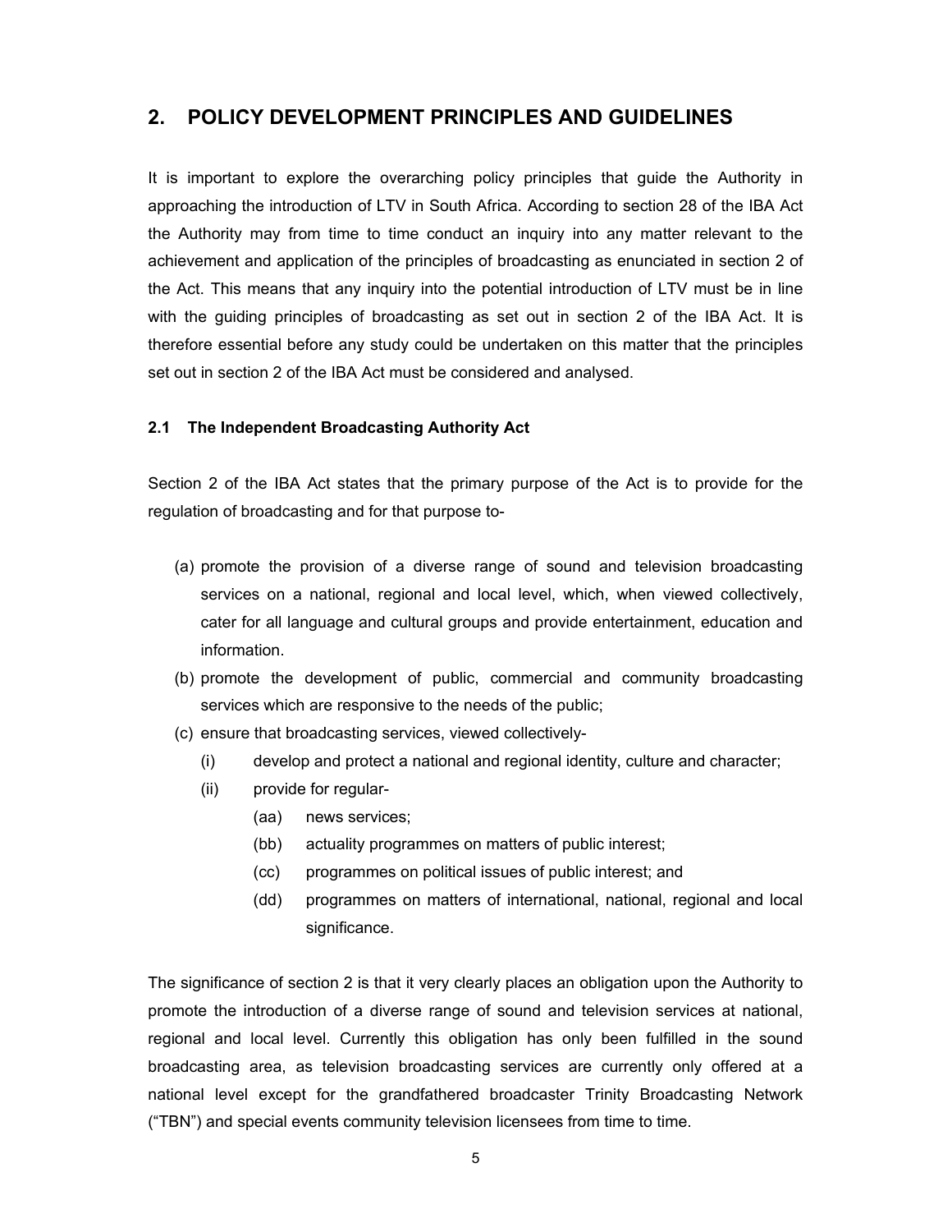## 2. POLICY DEVELOPMENT PRINCIPLES AND GUIDELINES

It is important to explore the overarching policy principles that guide the Authority in approaching the introduction of LTV in South Africa. According to section 28 of the IBA Act the Authority may from time to time conduct an inquiry into any matter relevant to the achievement and application of the principles of broadcasting as enunciated in section 2 of the Act. This means that any inquiry into the potential introduction of LTV must be in line with the guiding principles of broadcasting as set out in section 2 of the IBA Act. It is therefore essential before any study could be undertaken on this matter that the principles set out in section 2 of the IBA Act must be considered and analysed.

### 2.1 The Independent Broadcasting Authority Act

Section 2 of the IBA Act states that the primary purpose of the Act is to provide for the regulation of broadcasting and for that purpose to-

(a) promote the provision of a diverse range of sound and television broadcasting services on a national, regional and local level, which, when viewed collectively, cater for all language and cultural groups and provide entertainment, education and information.

(b) promote the development of public, commercial and community broadcasting services which are responsive to the needs of the public;

(c) ensure that broadcasting services, viewed collectively-

  (i) develop and protect a national and regional identity, culture and character;

  (ii) provide for regular-

    (aa) news services;

    (bb) actuality programmes on matters of public interest;

    (cc) programmes on political issues of public interest; and

    (dd) programmes on matters of international, national, regional and local significance.

The significance of section 2 is that it very clearly places an obligation upon the Authority to promote the introduction of a diverse range of sound and television services at national, regional and local level. Currently this obligation has only been fulfilled in the sound broadcasting area, as television broadcasting services are currently only offered at a national level except for the grandfathered broadcaster Trinity Broadcasting Network ("TBN") and special events community television licensees from time to time.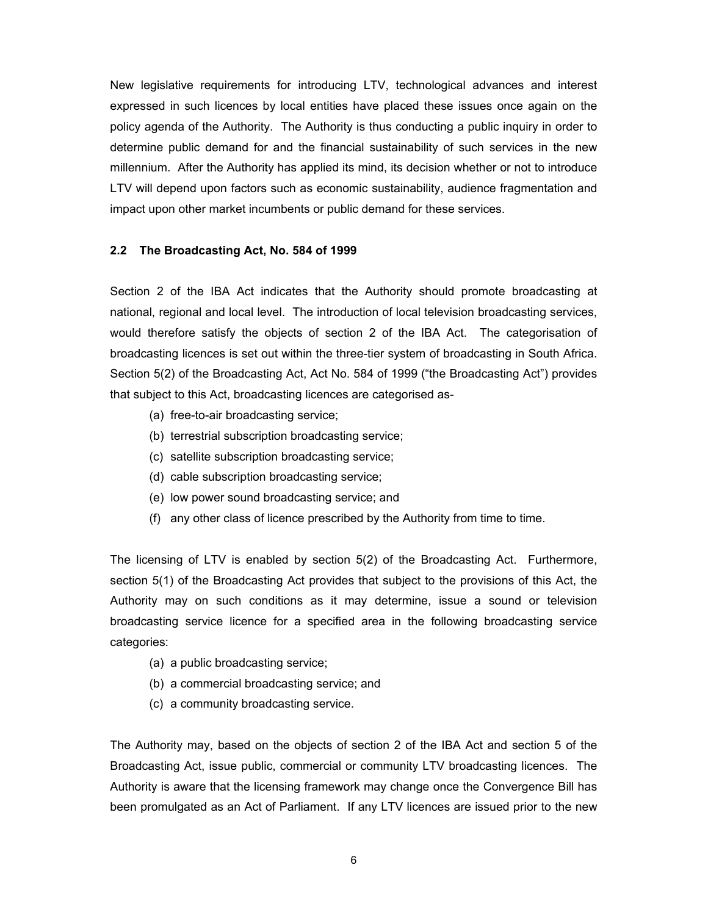New legislative requirements for introducing LTV, technological advances and interest expressed in such licences by local entities have placed these issues once again on the policy agenda of the Authority. The Authority is thus conducting a public inquiry in order to determine public demand for and the financial sustainability of such services in the new millennium. After the Authority has applied its mind, its decision whether or not to introduce LTV will depend upon factors such as economic sustainability, audience fragmentation and impact upon other market incumbents or public demand for these services.

### 2.2 The Broadcasting Act, No. 584 of 1999

Section 2 of the IBA Act indicates that the Authority should promote broadcasting at national, regional and local level. The introduction of local television broadcasting services, would therefore satisfy the objects of section 2 of the IBA Act. The categorisation of broadcasting licences is set out within the three-tier system of broadcasting in South Africa. Section 5(2) of the Broadcasting Act, Act No. 584 of 1999 ("the Broadcasting Act") provides that subject to this Act, broadcasting licences are categorised as-

(a) free-to-air broadcasting service;
(b) terrestrial subscription broadcasting service;
(c) satellite subscription broadcasting service;
(d) cable subscription broadcasting service;
(e) low power sound broadcasting service; and
(f) any other class of licence prescribed by the Authority from time to time.

The licensing of LTV is enabled by section 5(2) of the Broadcasting Act. Furthermore, section 5(1) of the Broadcasting Act provides that subject to the provisions of this Act, the Authority may on such conditions as it may determine, issue a sound or television broadcasting service licence for a specified area in the following broadcasting service categories:

(a) a public broadcasting service;
(b) a commercial broadcasting service; and
(c) a community broadcasting service.

The Authority may, based on the objects of section 2 of the IBA Act and section 5 of the Broadcasting Act, issue public, commercial or community LTV broadcasting licences. The Authority is aware that the licensing framework may change once the Convergence Bill has been promulgated as an Act of Parliament. If any LTV licences are issued prior to the new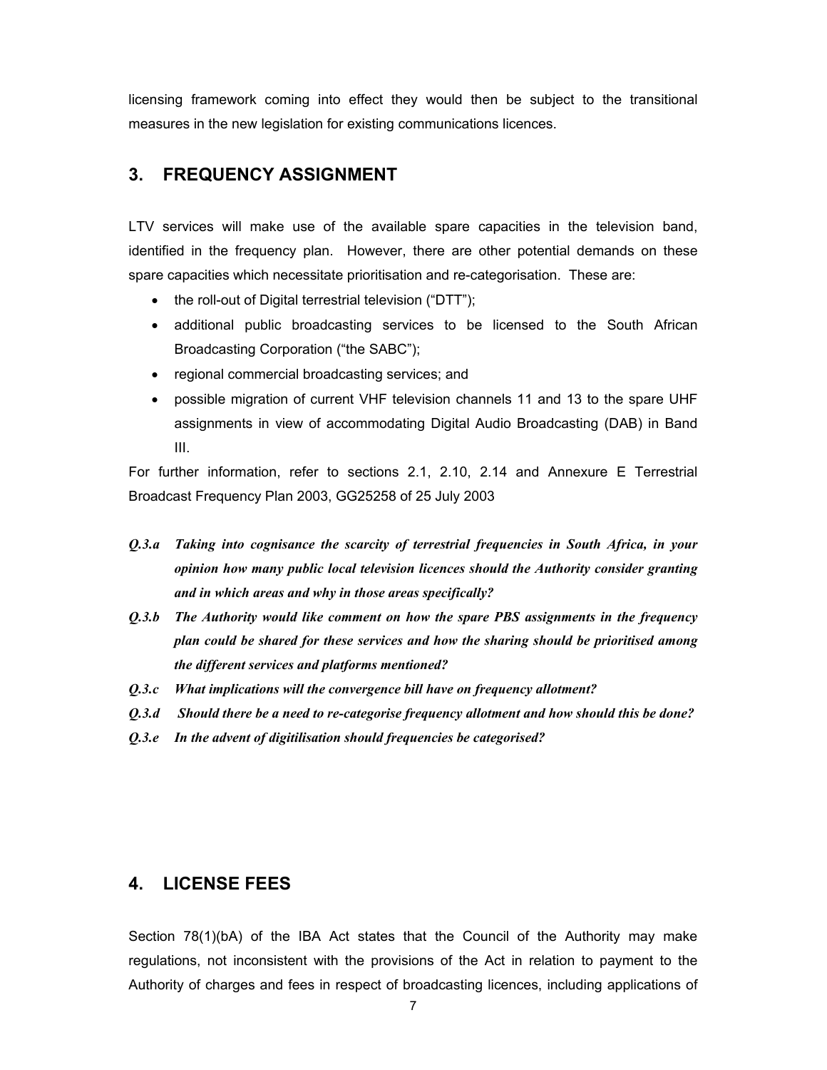licensing framework coming into effect they would then be subject to the transitional measures in the new legislation for existing communications licences.

## 3. FREQUENCY ASSIGNMENT

LTV services will make use of the available spare capacities in the television band, identified in the frequency plan. However, there are other potential demands on these spare capacities which necessitate prioritisation and re-categorisation. These are:

- the roll-out of Digital terrestrial television ("DTT");
- additional public broadcasting services to be licensed to the South African Broadcasting Corporation ("the SABC");
- regional commercial broadcasting services; and
- possible migration of current VHF television channels 11 and 13 to the spare UHF assignments in view of accommodating Digital Audio Broadcasting (DAB) in Band III.

For further information, refer to sections 2.1, 2.10, 2.14 and Annexure E Terrestrial Broadcast Frequency Plan 2003, GG25258 of 25 July 2003

***Q.3.a Taking into cognisance the scarcity of terrestrial frequencies in South Africa, in your opinion how many public local television licences should the Authority consider granting and in which areas and why in those areas specifically?***

***Q.3.b The Authority would like comment on how the spare PBS assignments in the frequency plan could be shared for these services and how the sharing should be prioritised among the different services and platforms mentioned?***

***Q.3.c What implications will the convergence bill have on frequency allotment?***

***Q.3.d Should there be a need to re-categorise frequency allotment and how should this be done?***

***Q.3.e In the advent of digitilisation should frequencies be categorised?***

## 4. LICENSE FEES

Section 78(1)(bA) of the IBA Act states that the Council of the Authority may make regulations, not inconsistent with the provisions of the Act in relation to payment to the Authority of charges and fees in respect of broadcasting licences, including applications of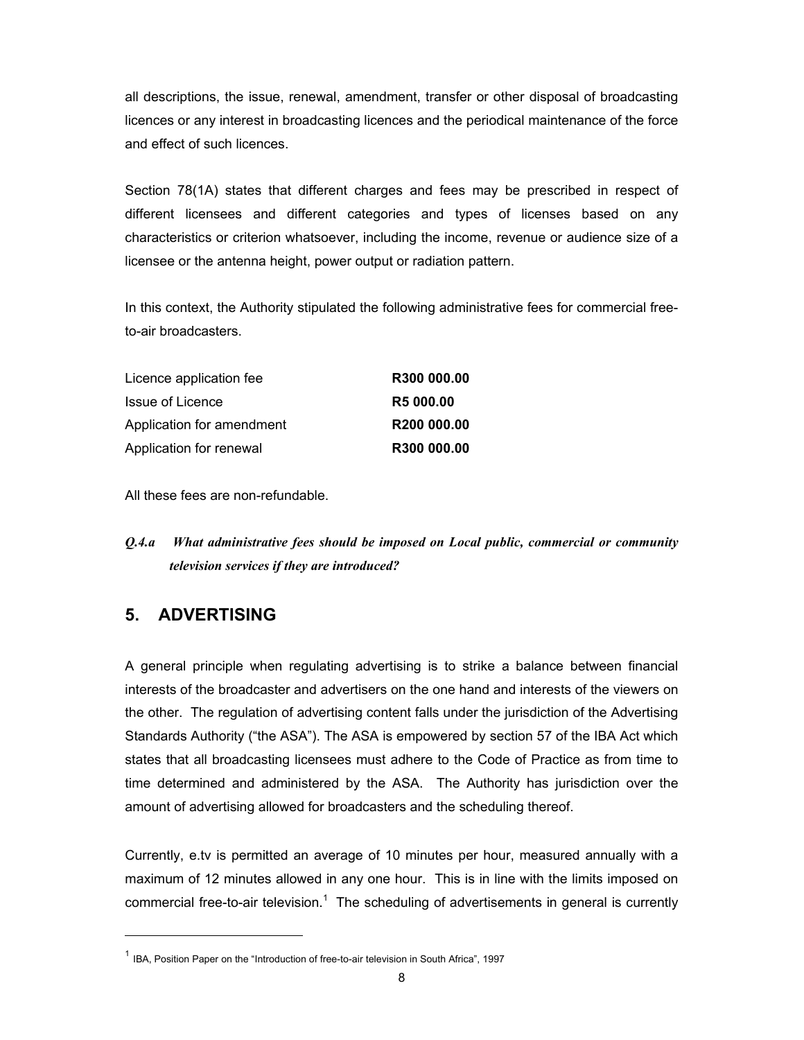all descriptions, the issue, renewal, amendment, transfer or other disposal of broadcasting licences or any interest in broadcasting licences and the periodical maintenance of the force and effect of such licences.

Section 78(1A) states that different charges and fees may be prescribed in respect of different licensees and different categories and types of licenses based on any characteristics or criterion whatsoever, including the income, revenue or audience size of a licensee or the antenna height, power output or radiation pattern.

In this context, the Authority stipulated the following administrative fees for commercial free-to-air broadcasters.

| | |
|---|---|
| Licence application fee | **R300 000.00** |
| Issue of Licence | **R5 000.00** |
| Application for amendment | **R200 000.00** |
| Application for renewal | **R300 000.00** |

All these fees are non-refundable.

***Q.4.a What administrative fees should be imposed on Local public, commercial or community television services if they are introduced?***

## 5. ADVERTISING

A general principle when regulating advertising is to strike a balance between financial interests of the broadcaster and advertisers on the one hand and interests of the viewers on the other. The regulation of advertising content falls under the jurisdiction of the Advertising Standards Authority ("the ASA"). The ASA is empowered by section 57 of the IBA Act which states that all broadcasting licensees must adhere to the Code of Practice as from time to time determined and administered by the ASA. The Authority has jurisdiction over the amount of advertising allowed for broadcasters and the scheduling thereof.

Currently, e.tv is permitted an average of 10 minutes per hour, measured annually with a maximum of 12 minutes allowed in any one hour. This is in line with the limits imposed on commercial free-to-air television.[1] The scheduling of advertisements in general is currently

[1] IBA, Position Paper on the "Introduction of free-to-air television in South Africa", 1997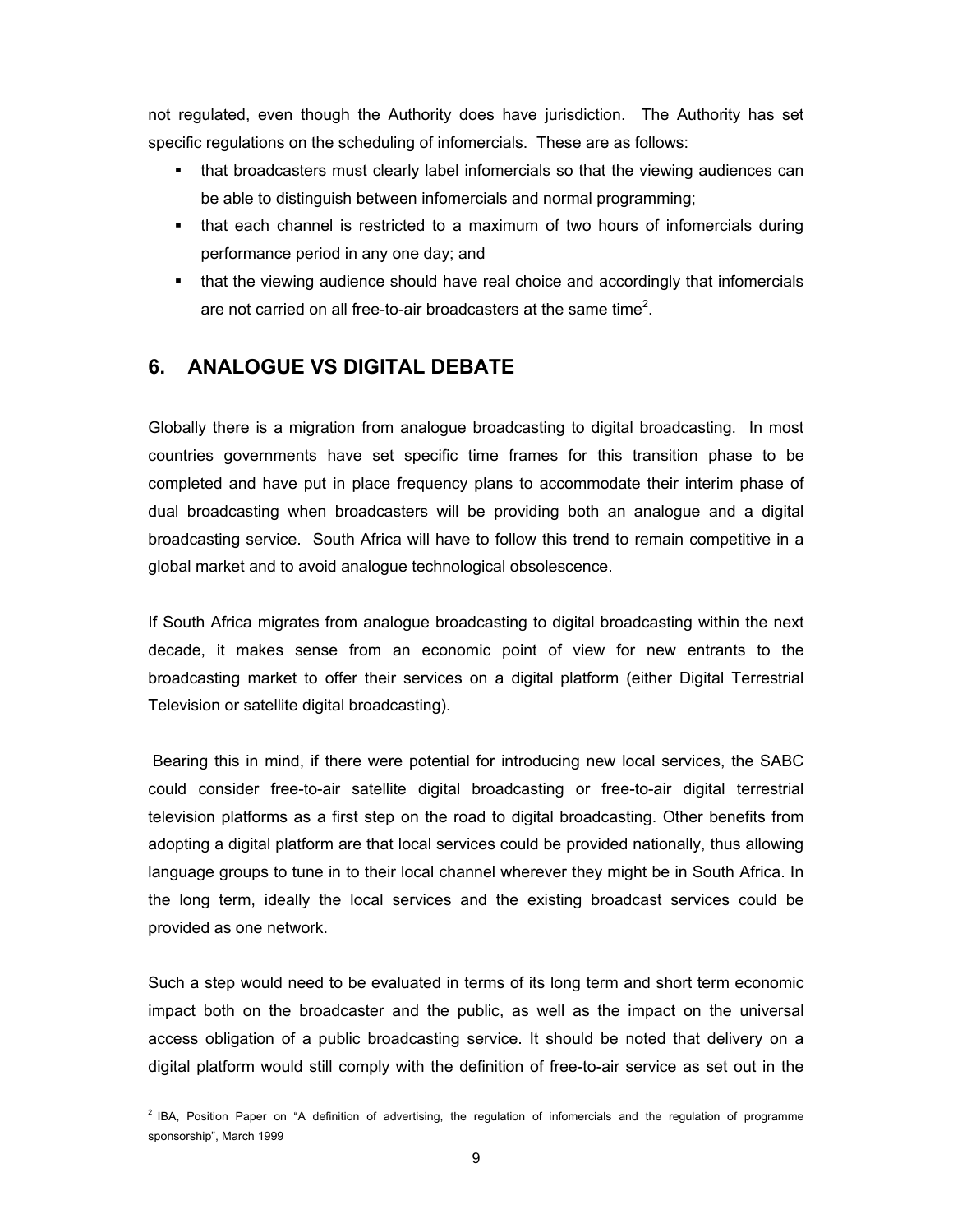not regulated, even though the Authority does have jurisdiction. The Authority has set specific regulations on the scheduling of infomercials. These are as follows:

- that broadcasters must clearly label infomercials so that the viewing audiences can be able to distinguish between infomercials and normal programming;
- that each channel is restricted to a maximum of two hours of infomercials during performance period in any one day; and
- that the viewing audience should have real choice and accordingly that infomercials are not carried on all free-to-air broadcasters at the same time[2].

## 6. ANALOGUE VS DIGITAL DEBATE

Globally there is a migration from analogue broadcasting to digital broadcasting. In most countries governments have set specific time frames for this transition phase to be completed and have put in place frequency plans to accommodate their interim phase of dual broadcasting when broadcasters will be providing both an analogue and a digital broadcasting service. South Africa will have to follow this trend to remain competitive in a global market and to avoid analogue technological obsolescence.

If South Africa migrates from analogue broadcasting to digital broadcasting within the next decade, it makes sense from an economic point of view for new entrants to the broadcasting market to offer their services on a digital platform (either Digital Terrestrial Television or satellite digital broadcasting).

Bearing this in mind, if there were potential for introducing new local services, the SABC could consider free-to-air satellite digital broadcasting or free-to-air digital terrestrial television platforms as a first step on the road to digital broadcasting. Other benefits from adopting a digital platform are that local services could be provided nationally, thus allowing language groups to tune in to their local channel wherever they might be in South Africa. In the long term, ideally the local services and the existing broadcast services could be provided as one network.

Such a step would need to be evaluated in terms of its long term and short term economic impact both on the broadcaster and the public, as well as the impact on the universal access obligation of a public broadcasting service. It should be noted that delivery on a digital platform would still comply with the definition of free-to-air service as set out in the

---

[2] IBA, Position Paper on "A definition of advertising, the regulation of infomercials and the regulation of programme sponsorship", March 1999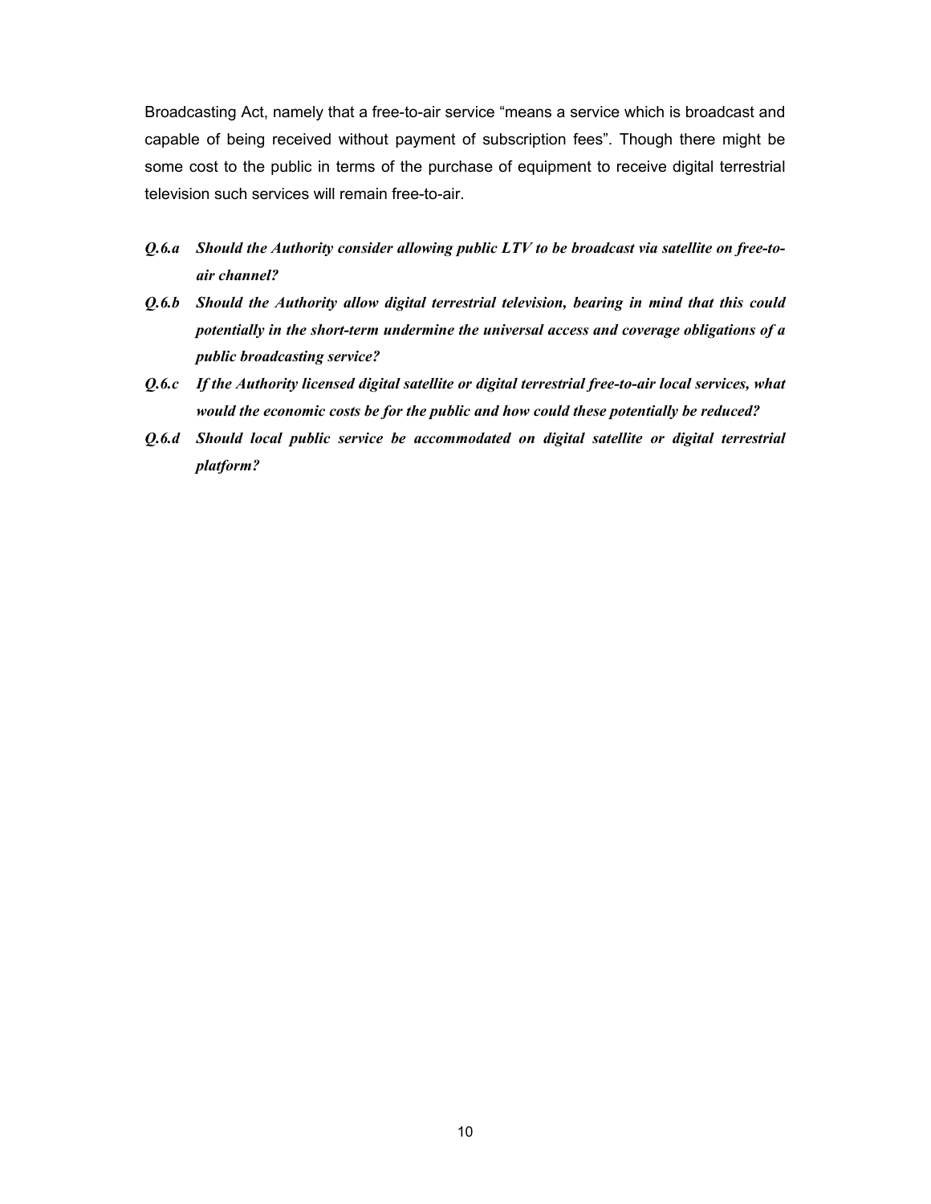Broadcasting Act, namely that a free-to-air service "means a service which is broadcast and capable of being received without payment of subscription fees". Though there might be some cost to the public in terms of the purchase of equipment to receive digital terrestrial television such services will remain free-to-air.

***Q.6.a Should the Authority consider allowing public LTV to be broadcast via satellite on free-to-air channel?***

***Q.6.b Should the Authority allow digital terrestrial television, bearing in mind that this could potentially in the short-term undermine the universal access and coverage obligations of a public broadcasting service?***

***Q.6.c If the Authority licensed digital satellite or digital terrestrial free-to-air local services, what would the economic costs be for the public and how could these potentially be reduced?***

***Q.6.d Should local public service be accommodated on digital satellite or digital terrestrial platform?***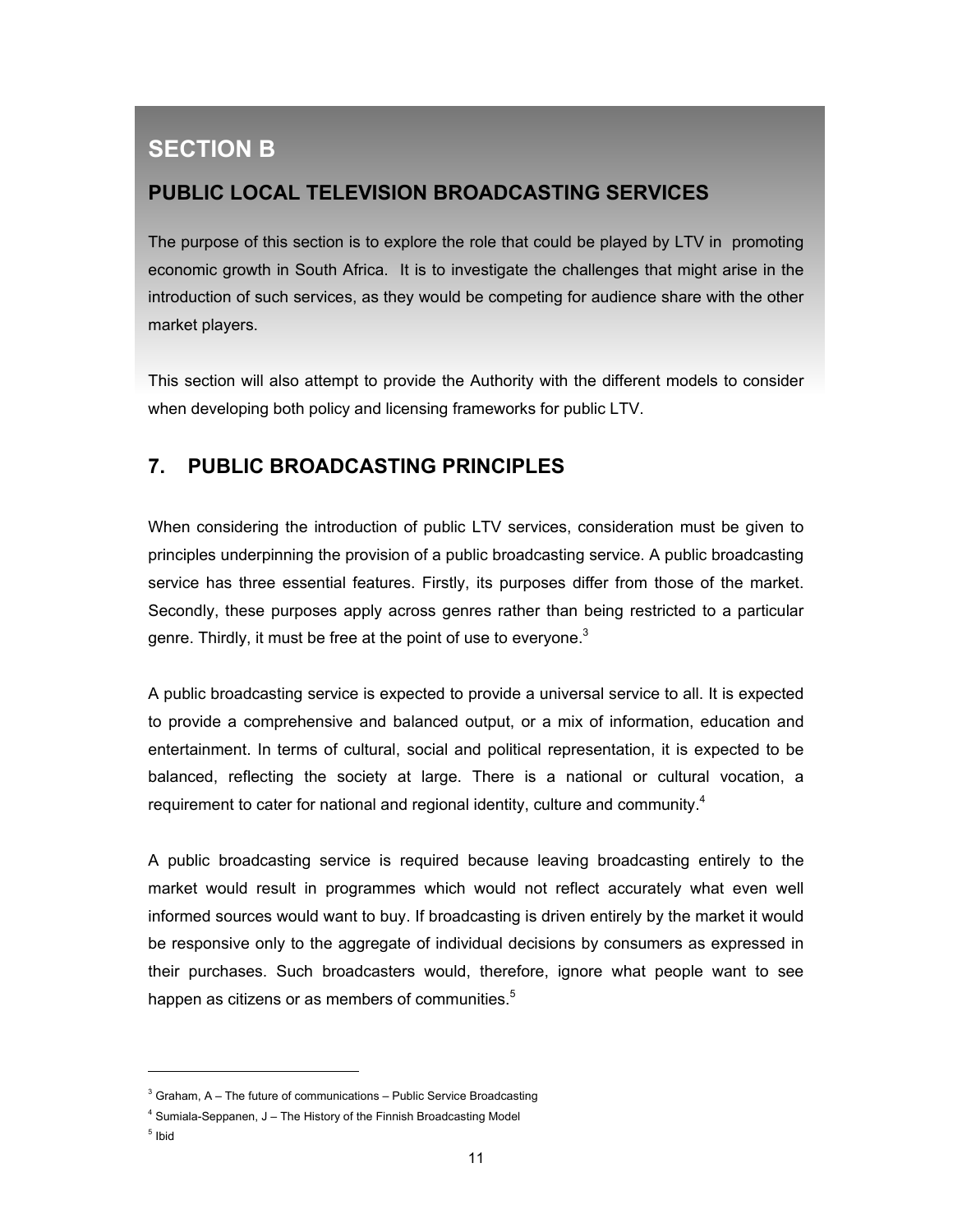# SECTION B

## PUBLIC LOCAL TELEVISION BROADCASTING SERVICES

The purpose of this section is to explore the role that could be played by LTV in promoting economic growth in South Africa. It is to investigate the challenges that might arise in the introduction of such services, as they would be competing for audience share with the other market players.

This section will also attempt to provide the Authority with the different models to consider when developing both policy and licensing frameworks for public LTV.

## 7. PUBLIC BROADCASTING PRINCIPLES

When considering the introduction of public LTV services, consideration must be given to principles underpinning the provision of a public broadcasting service. A public broadcasting service has three essential features. Firstly, its purposes differ from those of the market. Secondly, these purposes apply across genres rather than being restricted to a particular genre. Thirdly, it must be free at the point of use to everyone.[3]

A public broadcasting service is expected to provide a universal service to all. It is expected to provide a comprehensive and balanced output, or a mix of information, education and entertainment. In terms of cultural, social and political representation, it is expected to be balanced, reflecting the society at large. There is a national or cultural vocation, a requirement to cater for national and regional identity, culture and community.[4]

A public broadcasting service is required because leaving broadcasting entirely to the market would result in programmes which would not reflect accurately what even well informed sources would want to buy. If broadcasting is driven entirely by the market it would be responsive only to the aggregate of individual decisions by consumers as expressed in their purchases. Such broadcasters would, therefore, ignore what people want to see happen as citizens or as members of communities.[5]

---

[3] Graham, A – The future of communications – Public Service Broadcasting

[4] Sumiala-Seppanen, J – The History of the Finnish Broadcasting Model

[5] Ibid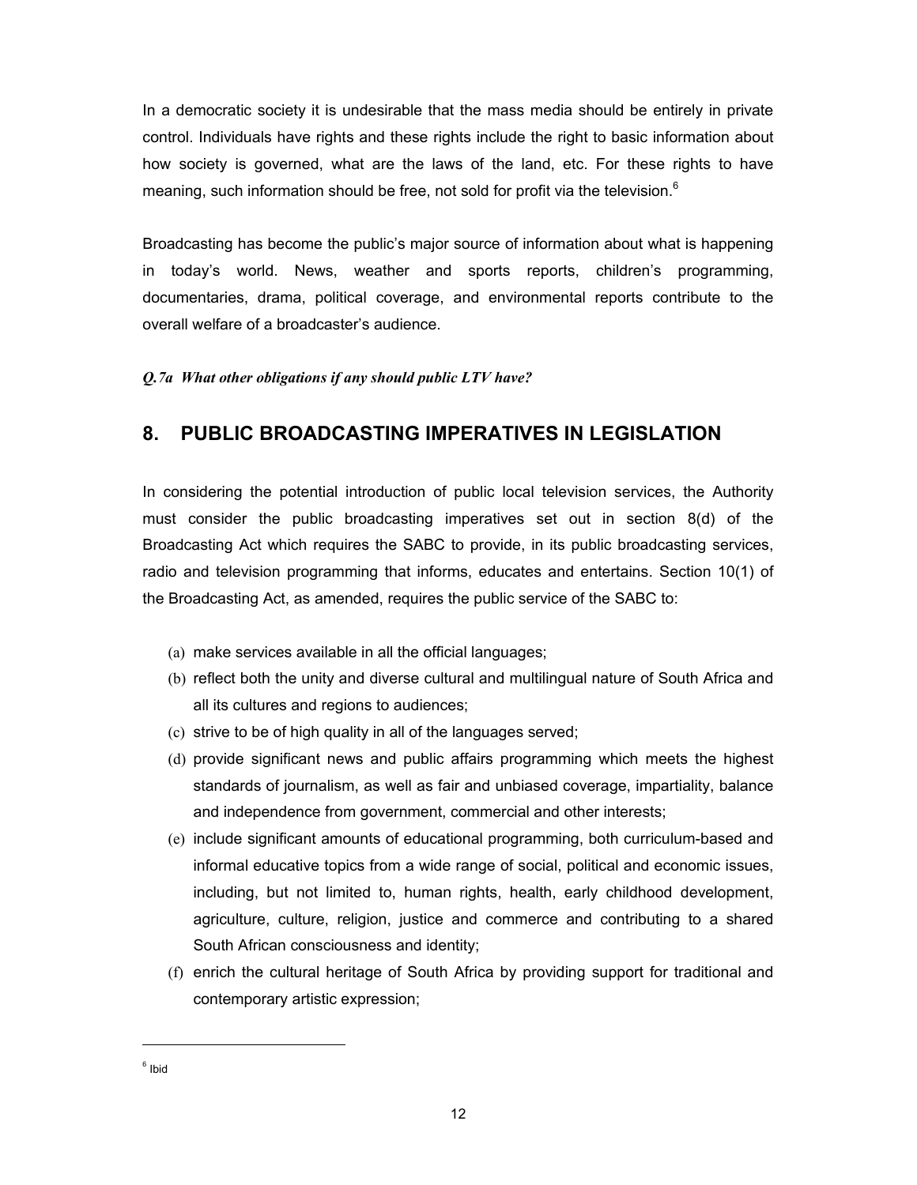In a democratic society it is undesirable that the mass media should be entirely in private control. Individuals have rights and these rights include the right to basic information about how society is governed, what are the laws of the land, etc. For these rights to have meaning, such information should be free, not sold for profit via the television.[6]

Broadcasting has become the public's major source of information about what is happening in today's world. News, weather and sports reports, children's programming, documentaries, drama, political coverage, and environmental reports contribute to the overall welfare of a broadcaster's audience.

***Q.7a What other obligations if any should public LTV have?***

## 8. PUBLIC BROADCASTING IMPERATIVES IN LEGISLATION

In considering the potential introduction of public local television services, the Authority must consider the public broadcasting imperatives set out in section 8(d) of the Broadcasting Act which requires the SABC to provide, in its public broadcasting services, radio and television programming that informs, educates and entertains. Section 10(1) of the Broadcasting Act, as amended, requires the public service of the SABC to:

(a) make services available in all the official languages;
(b) reflect both the unity and diverse cultural and multilingual nature of South Africa and all its cultures and regions to audiences;
(c) strive to be of high quality in all of the languages served;
(d) provide significant news and public affairs programming which meets the highest standards of journalism, as well as fair and unbiased coverage, impartiality, balance and independence from government, commercial and other interests;
(e) include significant amounts of educational programming, both curriculum-based and informal educative topics from a wide range of social, political and economic issues, including, but not limited to, human rights, health, early childhood development, agriculture, culture, religion, justice and commerce and contributing to a shared South African consciousness and identity;
(f) enrich the cultural heritage of South Africa by providing support for traditional and contemporary artistic expression;

---

[6] Ibid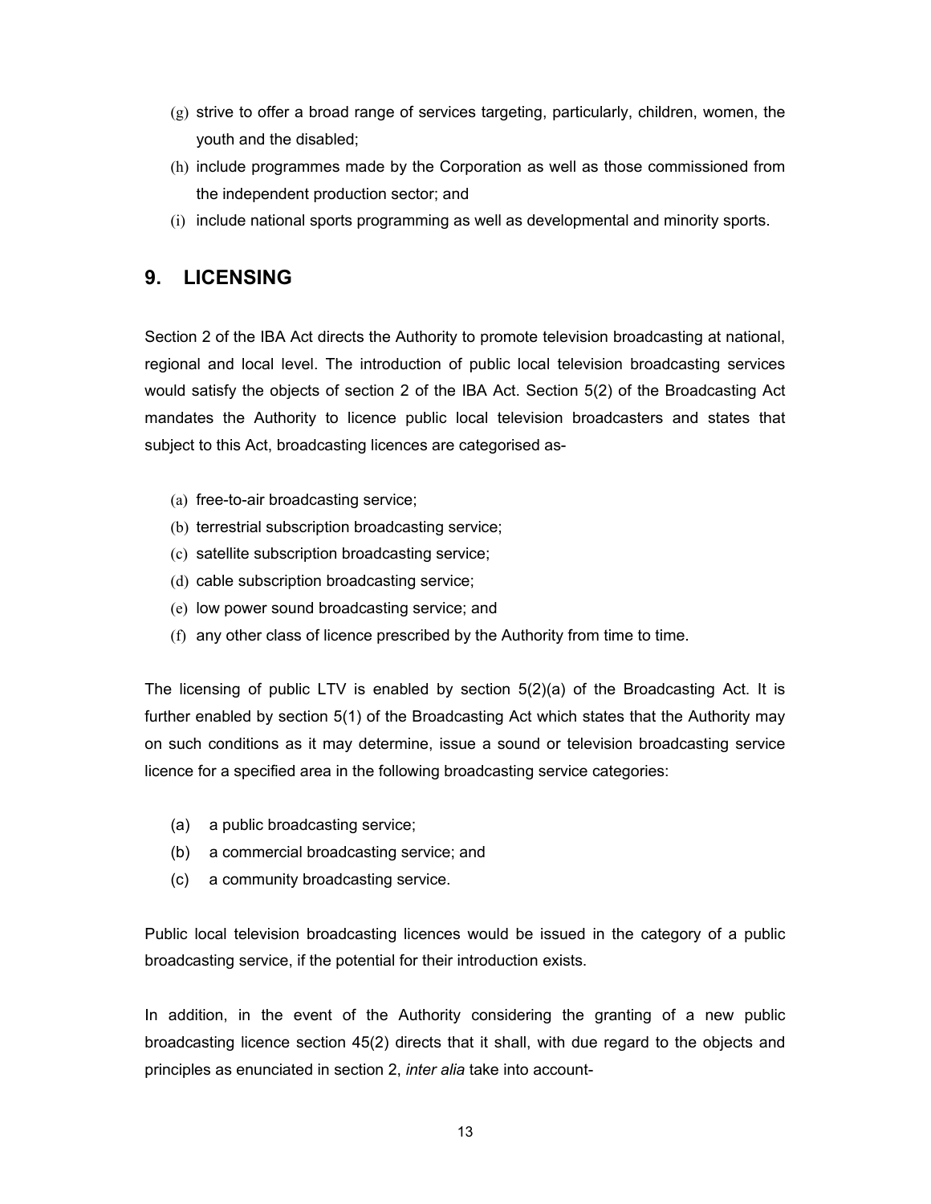(g) strive to offer a broad range of services targeting, particularly, children, women, the youth and the disabled;

(h) include programmes made by the Corporation as well as those commissioned from the independent production sector; and

(i) include national sports programming as well as developmental and minority sports.

## 9. LICENSING

Section 2 of the IBA Act directs the Authority to promote television broadcasting at national, regional and local level. The introduction of public local television broadcasting services would satisfy the objects of section 2 of the IBA Act. Section 5(2) of the Broadcasting Act mandates the Authority to licence public local television broadcasters and states that subject to this Act, broadcasting licences are categorised as-

(a) free-to-air broadcasting service;

(b) terrestrial subscription broadcasting service;

(c) satellite subscription broadcasting service;

(d) cable subscription broadcasting service;

(e) low power sound broadcasting service; and

(f) any other class of licence prescribed by the Authority from time to time.

The licensing of public LTV is enabled by section 5(2)(a) of the Broadcasting Act. It is further enabled by section 5(1) of the Broadcasting Act which states that the Authority may on such conditions as it may determine, issue a sound or television broadcasting service licence for a specified area in the following broadcasting service categories:

(a) a public broadcasting service;

(b) a commercial broadcasting service; and

(c) a community broadcasting service.

Public local television broadcasting licences would be issued in the category of a public broadcasting service, if the potential for their introduction exists.

In addition, in the event of the Authority considering the granting of a new public broadcasting licence section 45(2) directs that it shall, with due regard to the objects and principles as enunciated in section 2, *inter alia* take into account-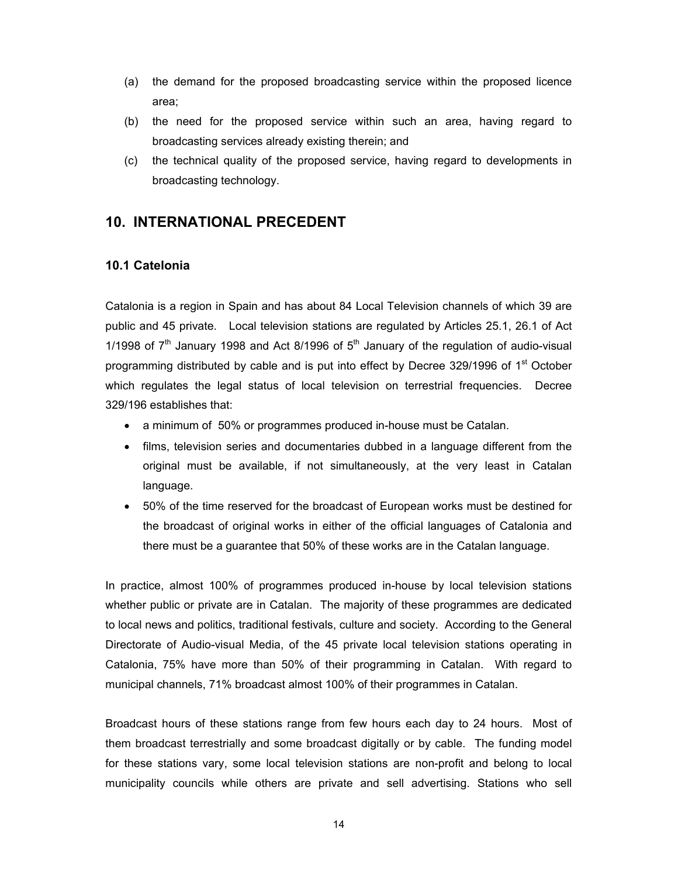(a) the demand for the proposed broadcasting service within the proposed licence area;

(b) the need for the proposed service within such an area, having regard to broadcasting services already existing therein; and

(c) the technical quality of the proposed service, having regard to developments in broadcasting technology.

## 10. INTERNATIONAL PRECEDENT

### 10.1 Catelonia

Catalonia is a region in Spain and has about 84 Local Television channels of which 39 are public and 45 private. Local television stations are regulated by Articles 25.1, 26.1 of Act 1/1998 of 7th January 1998 and Act 8/1996 of 5th January of the regulation of audio-visual programming distributed by cable and is put into effect by Decree 329/1996 of 1st October which regulates the legal status of local television on terrestrial frequencies. Decree 329/196 establishes that:

- a minimum of 50% or programmes produced in-house must be Catalan.
- films, television series and documentaries dubbed in a language different from the original must be available, if not simultaneously, at the very least in Catalan language.
- 50% of the time reserved for the broadcast of European works must be destined for the broadcast of original works in either of the official languages of Catalonia and there must be a guarantee that 50% of these works are in the Catalan language.

In practice, almost 100% of programmes produced in-house by local television stations whether public or private are in Catalan. The majority of these programmes are dedicated to local news and politics, traditional festivals, culture and society. According to the General Directorate of Audio-visual Media, of the 45 private local television stations operating in Catalonia, 75% have more than 50% of their programming in Catalan. With regard to municipal channels, 71% broadcast almost 100% of their programmes in Catalan.

Broadcast hours of these stations range from few hours each day to 24 hours. Most of them broadcast terrestrially and some broadcast digitally or by cable. The funding model for these stations vary, some local television stations are non-profit and belong to local municipality councils while others are private and sell advertising. Stations who sell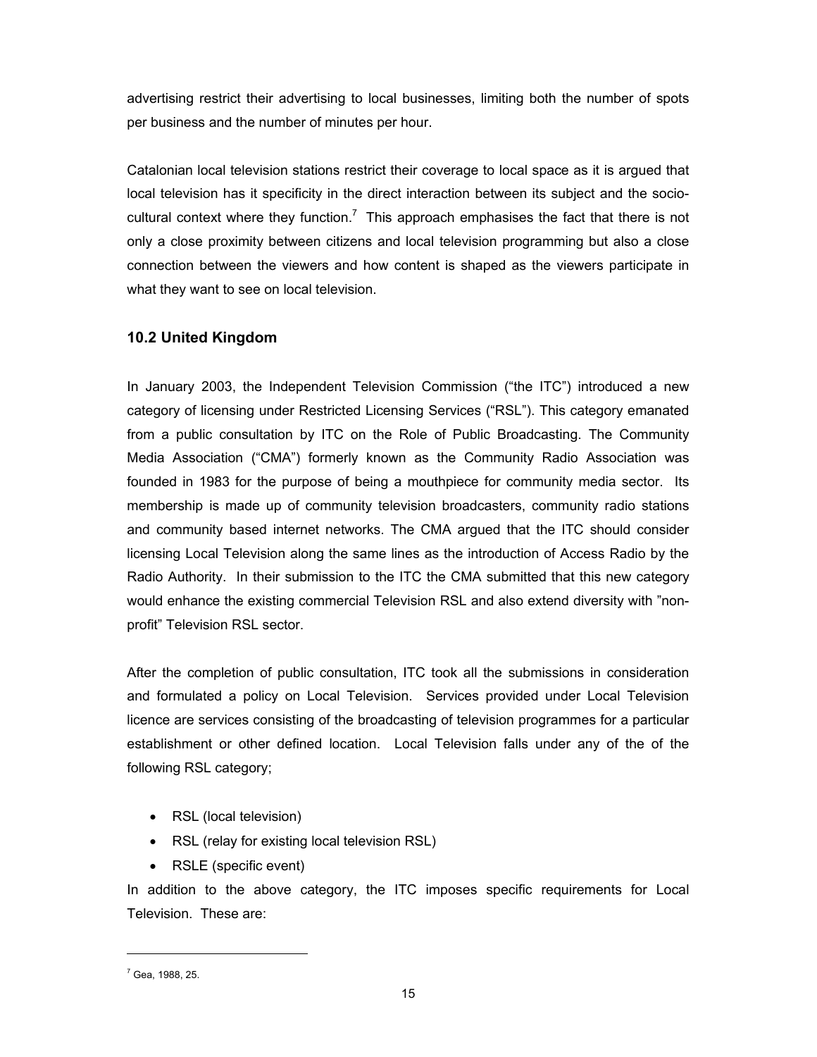advertising restrict their advertising to local businesses, limiting both the number of spots per business and the number of minutes per hour.

Catalonian local television stations restrict their coverage to local space as it is argued that local television has it specificity in the direct interaction between its subject and the socio-cultural context where they function.[7] This approach emphasises the fact that there is not only a close proximity between citizens and local television programming but also a close connection between the viewers and how content is shaped as the viewers participate in what they want to see on local television.

### 10.2 United Kingdom

In January 2003, the Independent Television Commission ("the ITC") introduced a new category of licensing under Restricted Licensing Services ("RSL"). This category emanated from a public consultation by ITC on the Role of Public Broadcasting. The Community Media Association ("CMA") formerly known as the Community Radio Association was founded in 1983 for the purpose of being a mouthpiece for community media sector. Its membership is made up of community television broadcasters, community radio stations and community based internet networks. The CMA argued that the ITC should consider licensing Local Television along the same lines as the introduction of Access Radio by the Radio Authority. In their submission to the ITC the CMA submitted that this new category would enhance the existing commercial Television RSL and also extend diversity with "non-profit" Television RSL sector.

After the completion of public consultation, ITC took all the submissions in consideration and formulated a policy on Local Television. Services provided under Local Television licence are services consisting of the broadcasting of television programmes for a particular establishment or other defined location. Local Television falls under any of the of the following RSL category;

- RSL (local television)
- RSL (relay for existing local television RSL)
- RSLE (specific event)

In addition to the above category, the ITC imposes specific requirements for Local Television. These are:

---

[7] Gea, 1988, 25.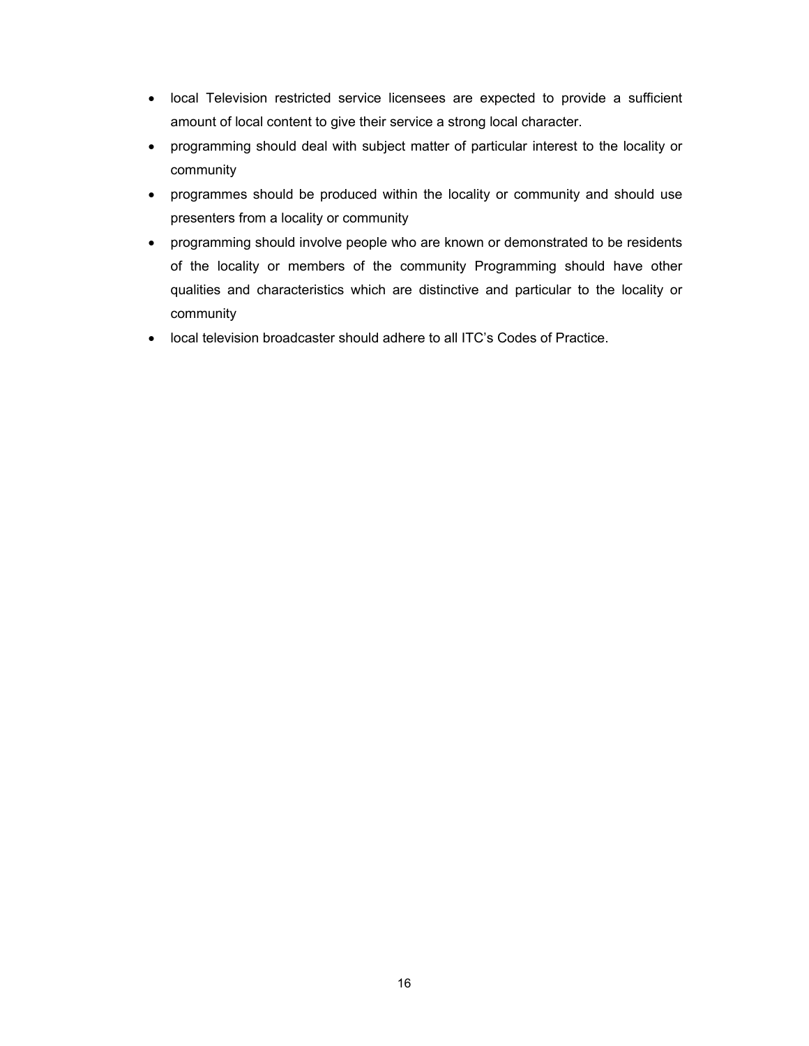- local Television restricted service licensees are expected to provide a sufficient amount of local content to give their service a strong local character.
- programming should deal with subject matter of particular interest to the locality or community
- programmes should be produced within the locality or community and should use presenters from a locality or community
- programming should involve people who are known or demonstrated to be residents of the locality or members of the community Programming should have other qualities and characteristics which are distinctive and particular to the locality or community
- local television broadcaster should adhere to all ITC's Codes of Practice.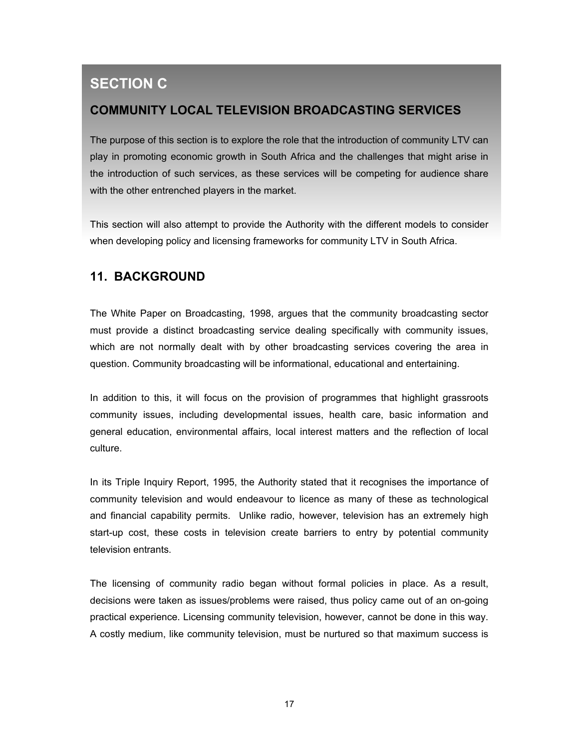# SECTION C

## COMMUNITY LOCAL TELEVISION BROADCASTING SERVICES

The purpose of this section is to explore the role that the introduction of community LTV can play in promoting economic growth in South Africa and the challenges that might arise in the introduction of such services, as these services will be competing for audience share with the other entrenched players in the market.

This section will also attempt to provide the Authority with the different models to consider when developing policy and licensing frameworks for community LTV in South Africa.

## 11. BACKGROUND

The White Paper on Broadcasting, 1998, argues that the community broadcasting sector must provide a distinct broadcasting service dealing specifically with community issues, which are not normally dealt with by other broadcasting services covering the area in question. Community broadcasting will be informational, educational and entertaining.

In addition to this, it will focus on the provision of programmes that highlight grassroots community issues, including developmental issues, health care, basic information and general education, environmental affairs, local interest matters and the reflection of local culture.

In its Triple Inquiry Report, 1995, the Authority stated that it recognises the importance of community television and would endeavour to licence as many of these as technological and financial capability permits. Unlike radio, however, television has an extremely high start-up cost, these costs in television create barriers to entry by potential community television entrants.

The licensing of community radio began without formal policies in place. As a result, decisions were taken as issues/problems were raised, thus policy came out of an on-going practical experience. Licensing community television, however, cannot be done in this way. A costly medium, like community television, must be nurtured so that maximum success is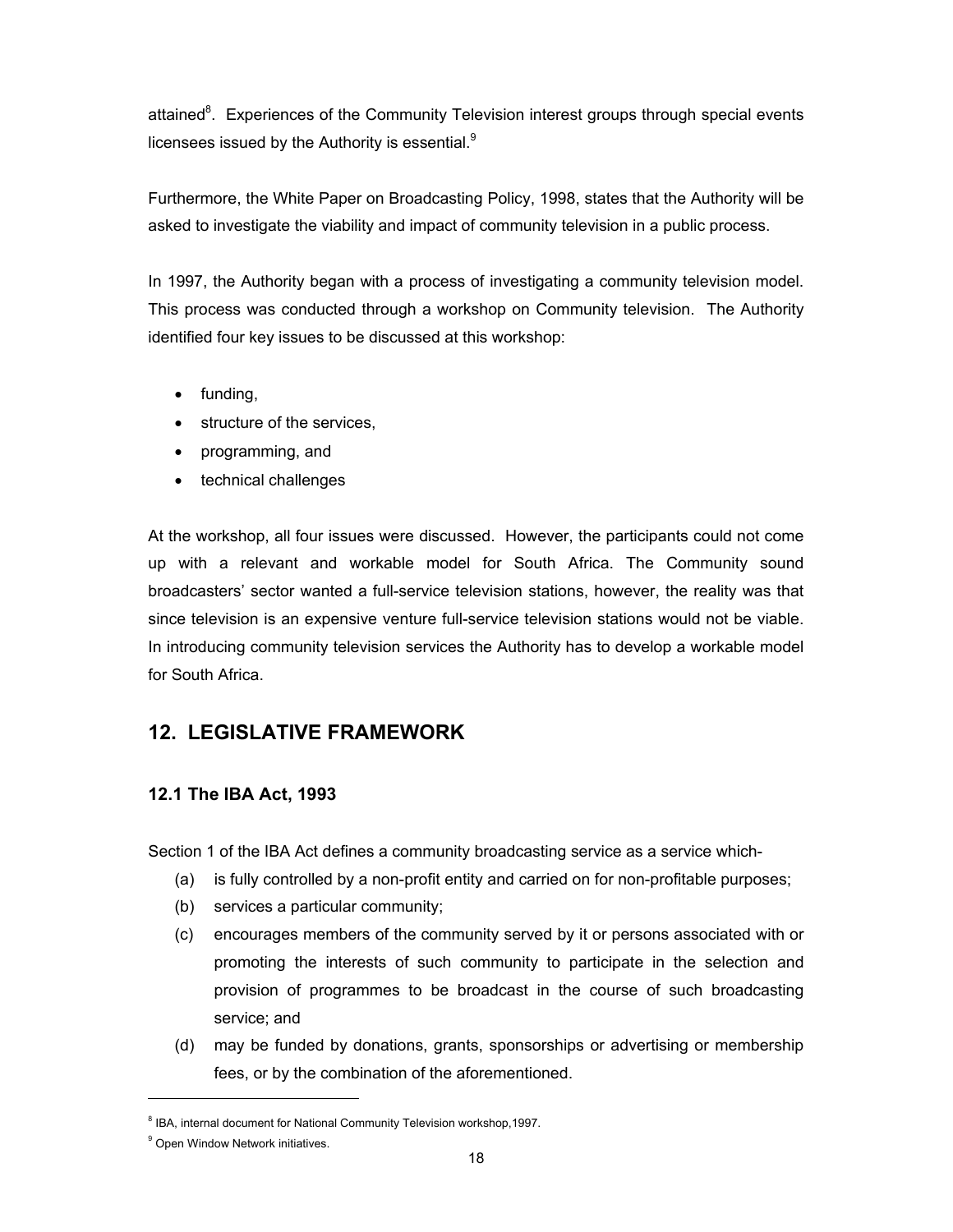attained[8]. Experiences of the Community Television interest groups through special events licensees issued by the Authority is essential.[9]

Furthermore, the White Paper on Broadcasting Policy, 1998, states that the Authority will be asked to investigate the viability and impact of community television in a public process.

In 1997, the Authority began with a process of investigating a community television model. This process was conducted through a workshop on Community television. The Authority identified four key issues to be discussed at this workshop:

- funding,
- structure of the services,
- programming, and
- technical challenges

At the workshop, all four issues were discussed. However, the participants could not come up with a relevant and workable model for South Africa. The Community sound broadcasters' sector wanted a full-service television stations, however, the reality was that since television is an expensive venture full-service television stations would not be viable. In introducing community television services the Authority has to develop a workable model for South Africa.

## 12. LEGISLATIVE FRAMEWORK

### 12.1 The IBA Act, 1993

Section 1 of the IBA Act defines a community broadcasting service as a service which-

(a) is fully controlled by a non-profit entity and carried on for non-profitable purposes;

(b) services a particular community;

(c) encourages members of the community served by it or persons associated with or promoting the interests of such community to participate in the selection and provision of programmes to be broadcast in the course of such broadcasting service; and

(d) may be funded by donations, grants, sponsorships or advertising or membership fees, or by the combination of the aforementioned.

---

[8] IBA, internal document for National Community Television workshop,1997.

[9] Open Window Network initiatives.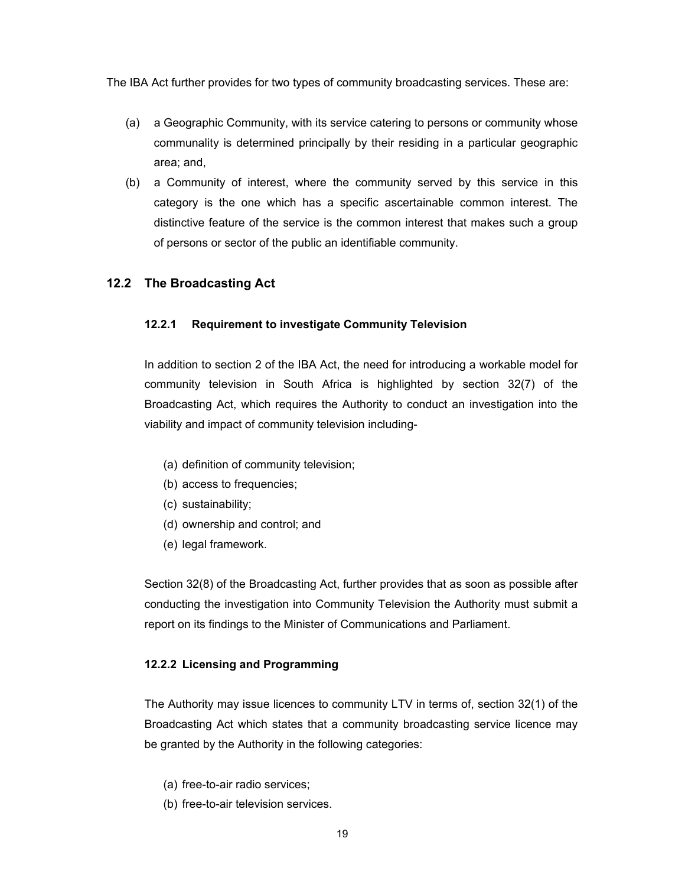The IBA Act further provides for two types of community broadcasting services. These are:

(a) a Geographic Community, with its service catering to persons or community whose communality is determined principally by their residing in a particular geographic area; and,

(b) a Community of interest, where the community served by this service in this category is the one which has a specific ascertainable common interest. The distinctive feature of the service is the common interest that makes such a group of persons or sector of the public an identifiable community.

## 12.2 The Broadcasting Act

### 12.2.1 Requirement to investigate Community Television

In addition to section 2 of the IBA Act, the need for introducing a workable model for community television in South Africa is highlighted by section 32(7) of the Broadcasting Act, which requires the Authority to conduct an investigation into the viability and impact of community television including-

(a) definition of community television;
(b) access to frequencies;
(c) sustainability;
(d) ownership and control; and
(e) legal framework.

Section 32(8) of the Broadcasting Act, further provides that as soon as possible after conducting the investigation into Community Television the Authority must submit a report on its findings to the Minister of Communications and Parliament.

### 12.2.2 Licensing and Programming

The Authority may issue licences to community LTV in terms of, section 32(1) of the Broadcasting Act which states that a community broadcasting service licence may be granted by the Authority in the following categories:

(a) free-to-air radio services;
(b) free-to-air television services.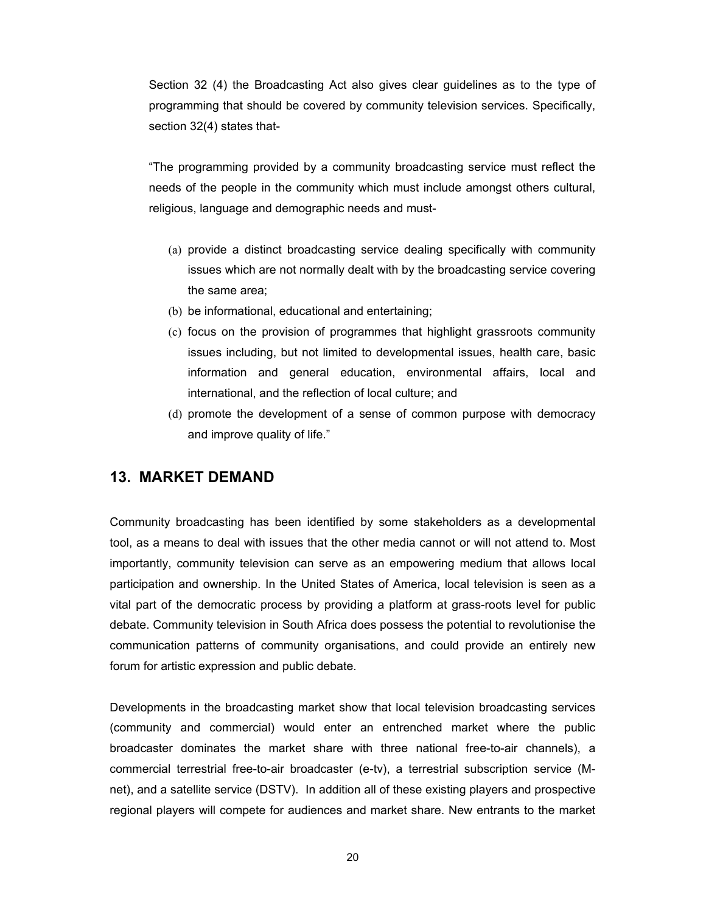Section 32 (4) the Broadcasting Act also gives clear guidelines as to the type of programming that should be covered by community television services. Specifically, section 32(4) states that-

"The programming provided by a community broadcasting service must reflect the needs of the people in the community which must include amongst others cultural, religious, language and demographic needs and must-

(a) provide a distinct broadcasting service dealing specifically with community issues which are not normally dealt with by the broadcasting service covering the same area;
(b) be informational, educational and entertaining;
(c) focus on the provision of programmes that highlight grassroots community issues including, but not limited to developmental issues, health care, basic information and general education, environmental affairs, local and international, and the reflection of local culture; and
(d) promote the development of a sense of common purpose with democracy and improve quality of life."

## 13. MARKET DEMAND

Community broadcasting has been identified by some stakeholders as a developmental tool, as a means to deal with issues that the other media cannot or will not attend to. Most importantly, community television can serve as an empowering medium that allows local participation and ownership. In the United States of America, local television is seen as a vital part of the democratic process by providing a platform at grass-roots level for public debate. Community television in South Africa does possess the potential to revolutionise the communication patterns of community organisations, and could provide an entirely new forum for artistic expression and public debate.

Developments in the broadcasting market show that local television broadcasting services (community and commercial) would enter an entrenched market where the public broadcaster dominates the market share with three national free-to-air channels), a commercial terrestrial free-to-air broadcaster (e-tv), a terrestrial subscription service (M-net), and a satellite service (DSTV). In addition all of these existing players and prospective regional players will compete for audiences and market share. New entrants to the market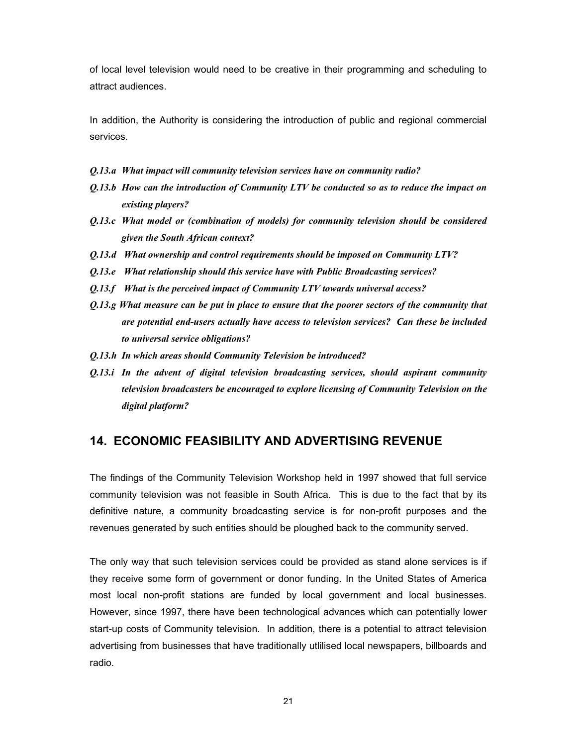of local level television would need to be creative in their programming and scheduling to attract audiences.

In addition, the Authority is considering the introduction of public and regional commercial services.

***Q.13.a What impact will community television services have on community radio?***

***Q.13.b How can the introduction of Community LTV be conducted so as to reduce the impact on existing players?***

***Q.13.c What model or (combination of models) for community television should be considered given the South African context?***

***Q.13.d What ownership and control requirements should be imposed on Community LTV?***

***Q.13.e What relationship should this service have with Public Broadcasting services?***

***Q.13.f What is the perceived impact of Community LTV towards universal access?***

***Q.13.g What measure can be put in place to ensure that the poorer sectors of the community that are potential end-users actually have access to television services? Can these be included to universal service obligations?***

***Q.13.h In which areas should Community Television be introduced?***

***Q.13.i In the advent of digital television broadcasting services, should aspirant community television broadcasters be encouraged to explore licensing of Community Television on the digital platform?***

## 14. ECONOMIC FEASIBILITY AND ADVERTISING REVENUE

The findings of the Community Television Workshop held in 1997 showed that full service community television was not feasible in South Africa. This is due to the fact that by its definitive nature, a community broadcasting service is for non-profit purposes and the revenues generated by such entities should be ploughed back to the community served.

The only way that such television services could be provided as stand alone services is if they receive some form of government or donor funding. In the United States of America most local non-profit stations are funded by local government and local businesses. However, since 1997, there have been technological advances which can potentially lower start-up costs of Community television. In addition, there is a potential to attract television advertising from businesses that have traditionally utlilised local newspapers, billboards and radio.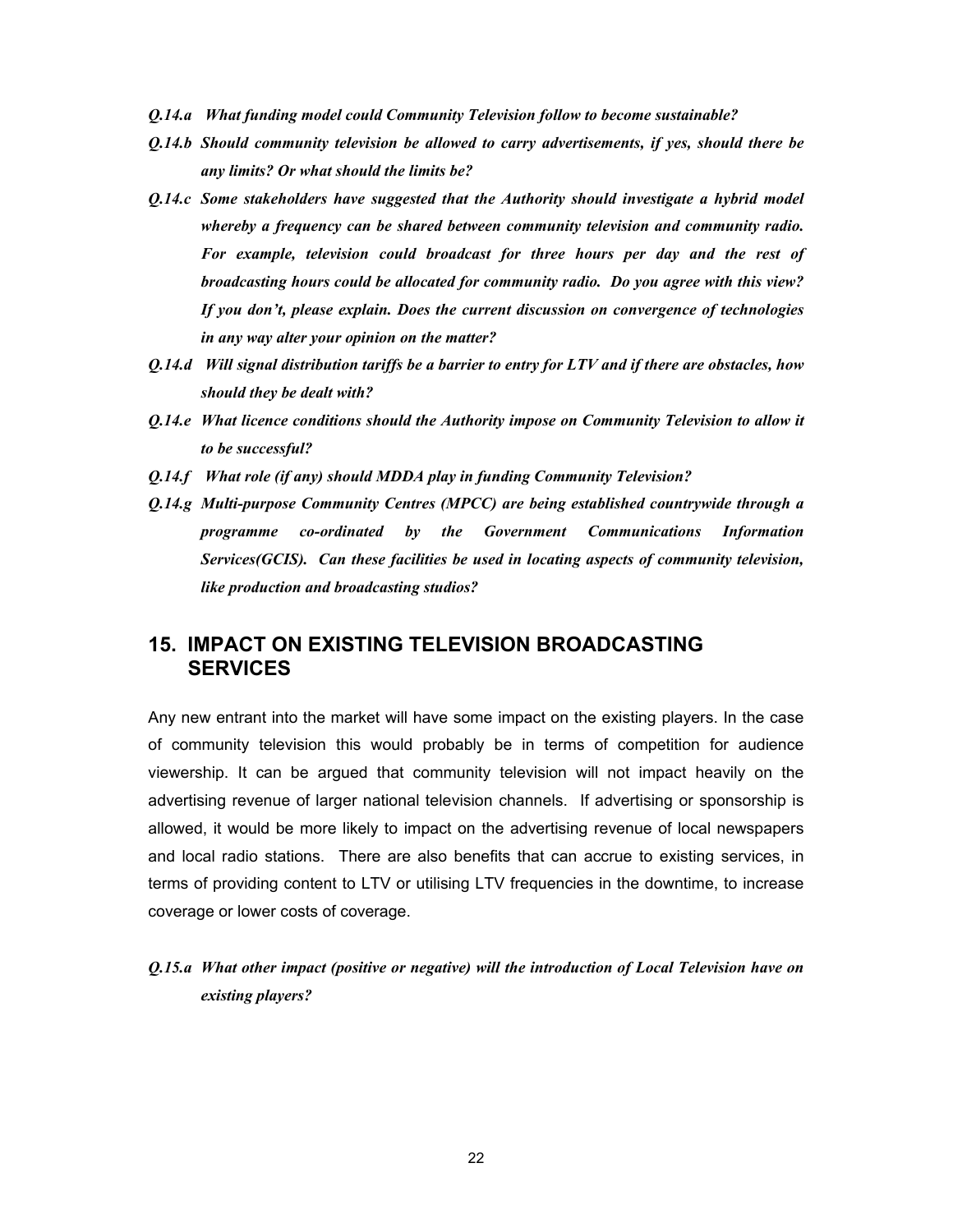***Q.14.a What funding model could Community Television follow to become sustainable?***

***Q.14.b Should community television be allowed to carry advertisements, if yes, should there be any limits? Or what should the limits be?***

***Q.14.c Some stakeholders have suggested that the Authority should investigate a hybrid model whereby a frequency can be shared between community television and community radio. For example, television could broadcast for three hours per day and the rest of broadcasting hours could be allocated for community radio. Do you agree with this view? If you don't, please explain. Does the current discussion on convergence of technologies in any way alter your opinion on the matter?***

***Q.14.d Will signal distribution tariffs be a barrier to entry for LTV and if there are obstacles, how should they be dealt with?***

***Q.14.e What licence conditions should the Authority impose on Community Television to allow it to be successful?***

***Q.14.f What role (if any) should MDDA play in funding Community Television?***

***Q.14.g Multi-purpose Community Centres (MPCC) are being established countrywide through a programme co-ordinated by the Government Communications Information Services(GCIS). Can these facilities be used in locating aspects of community television, like production and broadcasting studios?***

## 15. IMPACT ON EXISTING TELEVISION BROADCASTING SERVICES

Any new entrant into the market will have some impact on the existing players. In the case of community television this would probably be in terms of competition for audience viewership. It can be argued that community television will not impact heavily on the advertising revenue of larger national television channels. If advertising or sponsorship is allowed, it would be more likely to impact on the advertising revenue of local newspapers and local radio stations. There are also benefits that can accrue to existing services, in terms of providing content to LTV or utilising LTV frequencies in the downtime, to increase coverage or lower costs of coverage.

***Q.15.a What other impact (positive or negative) will the introduction of Local Television have on existing players?***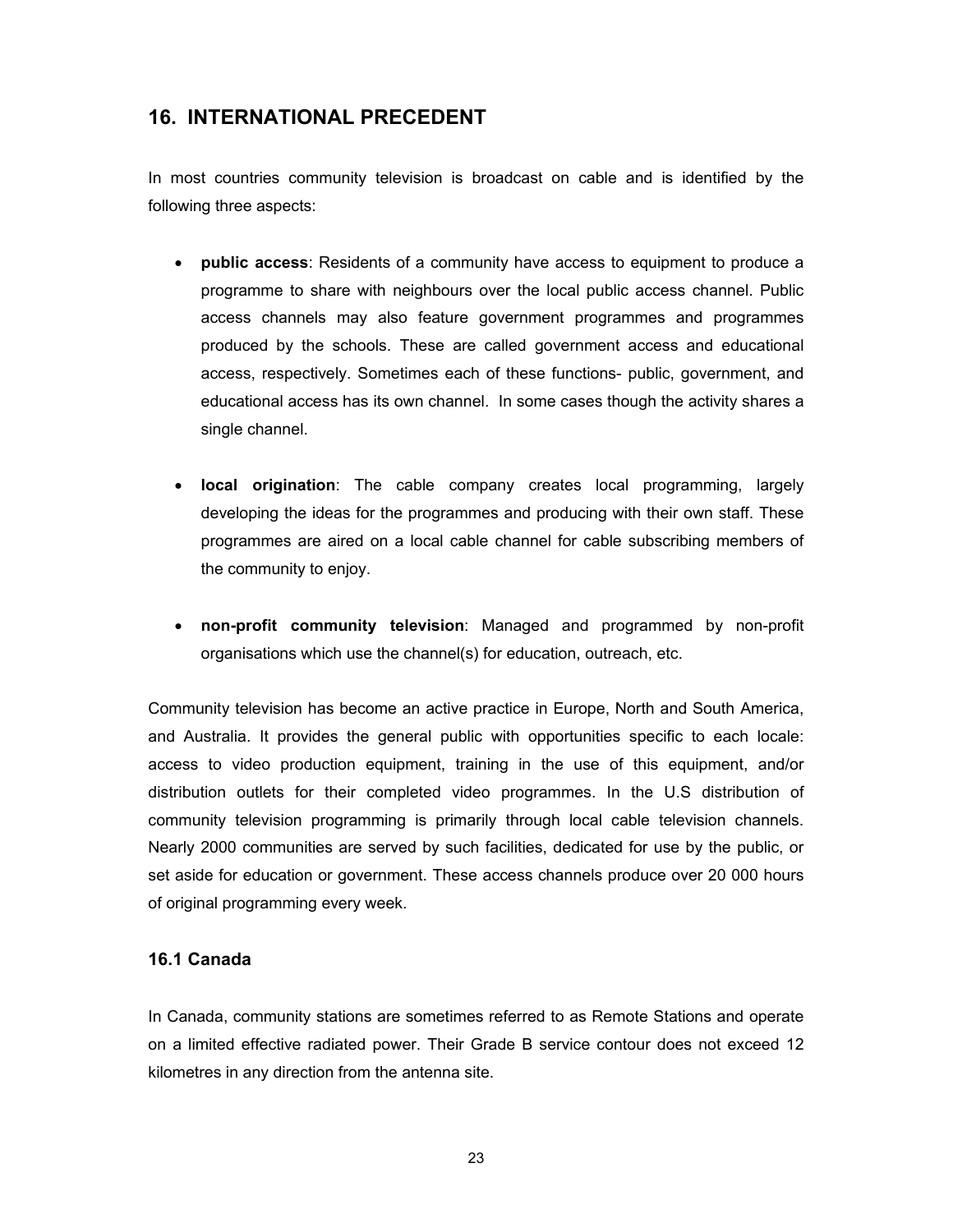## 16. INTERNATIONAL PRECEDENT

In most countries community television is broadcast on cable and is identified by the following three aspects:

- **public access**: Residents of a community have access to equipment to produce a programme to share with neighbours over the local public access channel. Public access channels may also feature government programmes and programmes produced by the schools. These are called government access and educational access, respectively. Sometimes each of these functions- public, government, and educational access has its own channel. In some cases though the activity shares a single channel.

- **local origination**: The cable company creates local programming, largely developing the ideas for the programmes and producing with their own staff. These programmes are aired on a local cable channel for cable subscribing members of the community to enjoy.

- **non-profit community television**: Managed and programmed by non-profit organisations which use the channel(s) for education, outreach, etc.

Community television has become an active practice in Europe, North and South America, and Australia. It provides the general public with opportunities specific to each locale: access to video production equipment, training in the use of this equipment, and/or distribution outlets for their completed video programmes. In the U.S distribution of community television programming is primarily through local cable television channels. Nearly 2000 communities are served by such facilities, dedicated for use by the public, or set aside for education or government. These access channels produce over 20 000 hours of original programming every week.

### 16.1 Canada

In Canada, community stations are sometimes referred to as Remote Stations and operate on a limited effective radiated power. Their Grade B service contour does not exceed 12 kilometres in any direction from the antenna site.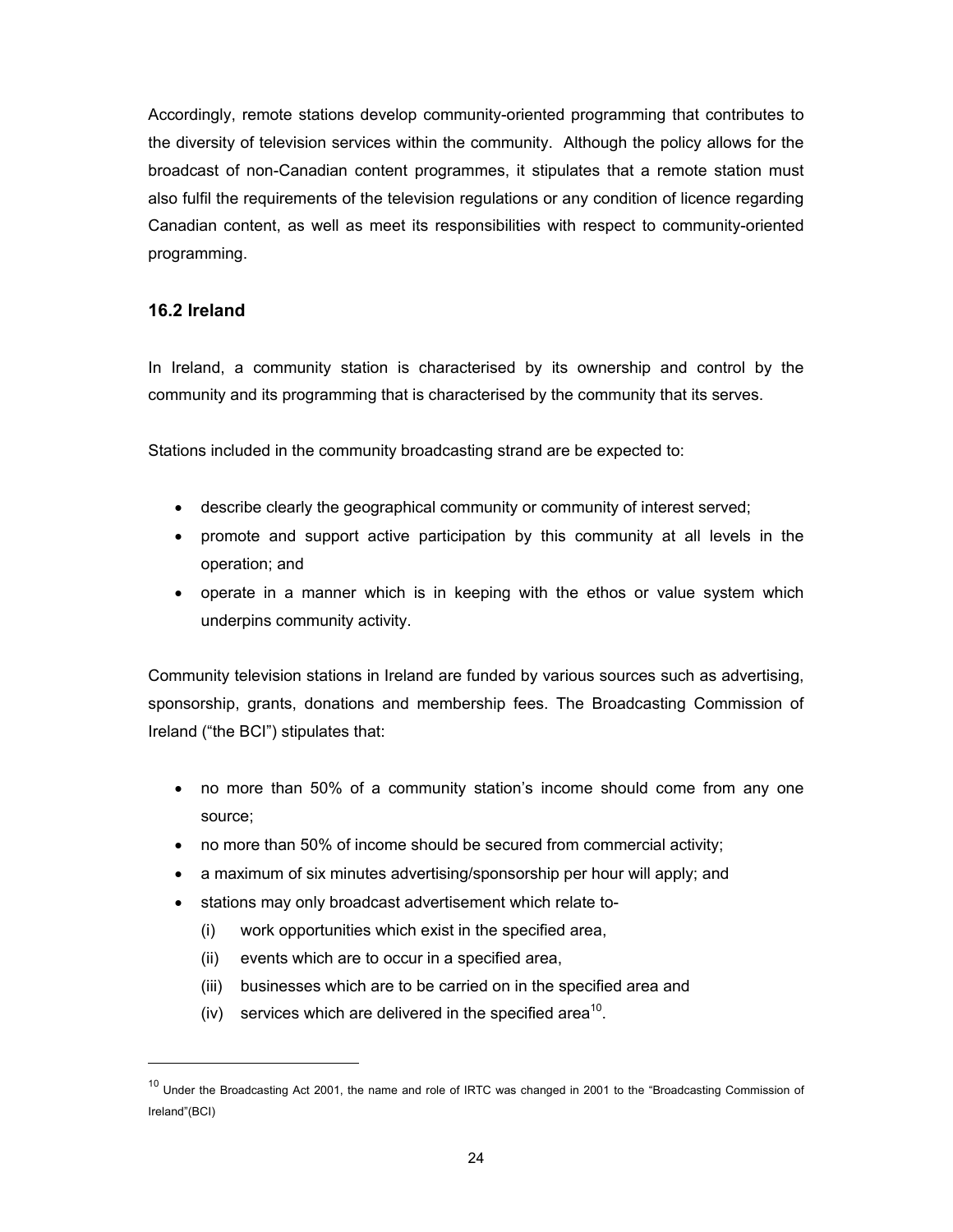Accordingly, remote stations develop community-oriented programming that contributes to the diversity of television services within the community. Although the policy allows for the broadcast of non-Canadian content programmes, it stipulates that a remote station must also fulfil the requirements of the television regulations or any condition of licence regarding Canadian content, as well as meet its responsibilities with respect to community-oriented programming.

## 16.2 Ireland

In Ireland, a community station is characterised by its ownership and control by the community and its programming that is characterised by the community that its serves.

Stations included in the community broadcasting strand are be expected to:

- describe clearly the geographical community or community of interest served;
- promote and support active participation by this community at all levels in the operation; and
- operate in a manner which is in keeping with the ethos or value system which underpins community activity.

Community television stations in Ireland are funded by various sources such as advertising, sponsorship, grants, donations and membership fees. The Broadcasting Commission of Ireland ("the BCI") stipulates that:

- no more than 50% of a community station's income should come from any one source;
- no more than 50% of income should be secured from commercial activity;
- a maximum of six minutes advertising/sponsorship per hour will apply; and
- stations may only broadcast advertisement which relate to-
  - (i) work opportunities which exist in the specified area,
  - (ii) events which are to occur in a specified area,
  - (iii) businesses which are to be carried on in the specified area and
  - (iv) services which are delivered in the specified area[10].

[10] Under the Broadcasting Act 2001, the name and role of IRTC was changed in 2001 to the "Broadcasting Commission of Ireland"(BCI)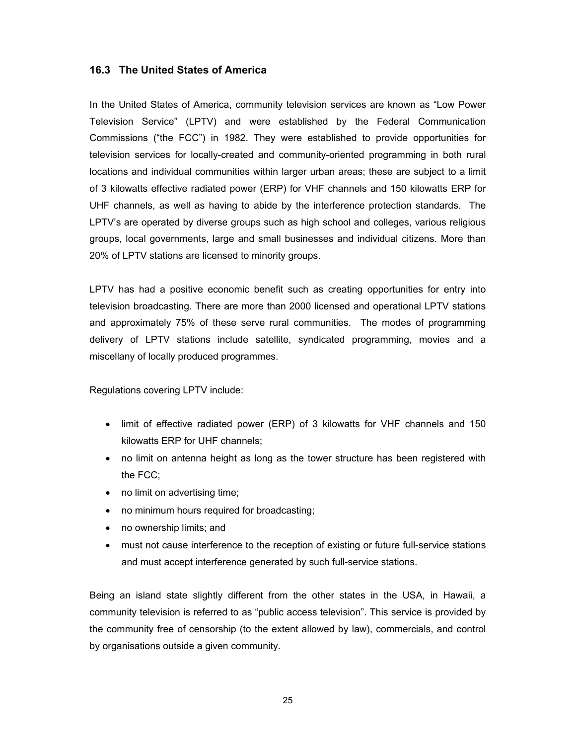### 16.3 The United States of America

In the United States of America, community television services are known as "Low Power Television Service" (LPTV) and were established by the Federal Communication Commissions ("the FCC") in 1982. They were established to provide opportunities for television services for locally-created and community-oriented programming in both rural locations and individual communities within larger urban areas; these are subject to a limit of 3 kilowatts effective radiated power (ERP) for VHF channels and 150 kilowatts ERP for UHF channels, as well as having to abide by the interference protection standards. The LPTV's are operated by diverse groups such as high school and colleges, various religious groups, local governments, large and small businesses and individual citizens. More than 20% of LPTV stations are licensed to minority groups.

LPTV has had a positive economic benefit such as creating opportunities for entry into television broadcasting. There are more than 2000 licensed and operational LPTV stations and approximately 75% of these serve rural communities. The modes of programming delivery of LPTV stations include satellite, syndicated programming, movies and a miscellany of locally produced programmes.

Regulations covering LPTV include:

- limit of effective radiated power (ERP) of 3 kilowatts for VHF channels and 150 kilowatts ERP for UHF channels;
- no limit on antenna height as long as the tower structure has been registered with the FCC;
- no limit on advertising time;
- no minimum hours required for broadcasting;
- no ownership limits; and
- must not cause interference to the reception of existing or future full-service stations and must accept interference generated by such full-service stations.

Being an island state slightly different from the other states in the USA, in Hawaii, a community television is referred to as "public access television". This service is provided by the community free of censorship (to the extent allowed by law), commercials, and control by organisations outside a given community.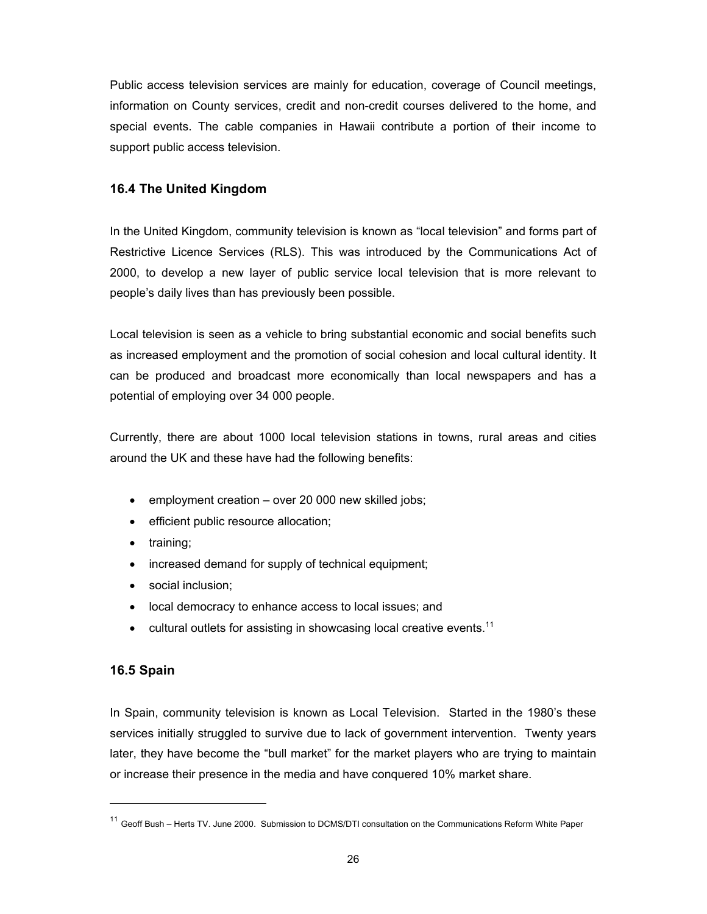Public access television services are mainly for education, coverage of Council meetings, information on County services, credit and non-credit courses delivered to the home, and special events. The cable companies in Hawaii contribute a portion of their income to support public access television.

### 16.4 The United Kingdom

In the United Kingdom, community television is known as "local television" and forms part of Restrictive Licence Services (RLS). This was introduced by the Communications Act of 2000, to develop a new layer of public service local television that is more relevant to people's daily lives than has previously been possible.

Local television is seen as a vehicle to bring substantial economic and social benefits such as increased employment and the promotion of social cohesion and local cultural identity. It can be produced and broadcast more economically than local newspapers and has a potential of employing over 34 000 people.

Currently, there are about 1000 local television stations in towns, rural areas and cities around the UK and these have had the following benefits:

- employment creation – over 20 000 new skilled jobs;
- efficient public resource allocation;
- training;
- increased demand for supply of technical equipment;
- social inclusion;
- local democracy to enhance access to local issues; and
- cultural outlets for assisting in showcasing local creative events.[11]

### 16.5 Spain

In Spain, community television is known as Local Television. Started in the 1980's these services initially struggled to survive due to lack of government intervention. Twenty years later, they have become the "bull market" for the market players who are trying to maintain or increase their presence in the media and have conquered 10% market share.

---

[11] Geoff Bush – Herts TV. June 2000. Submission to DCMS/DTI consultation on the Communications Reform White Paper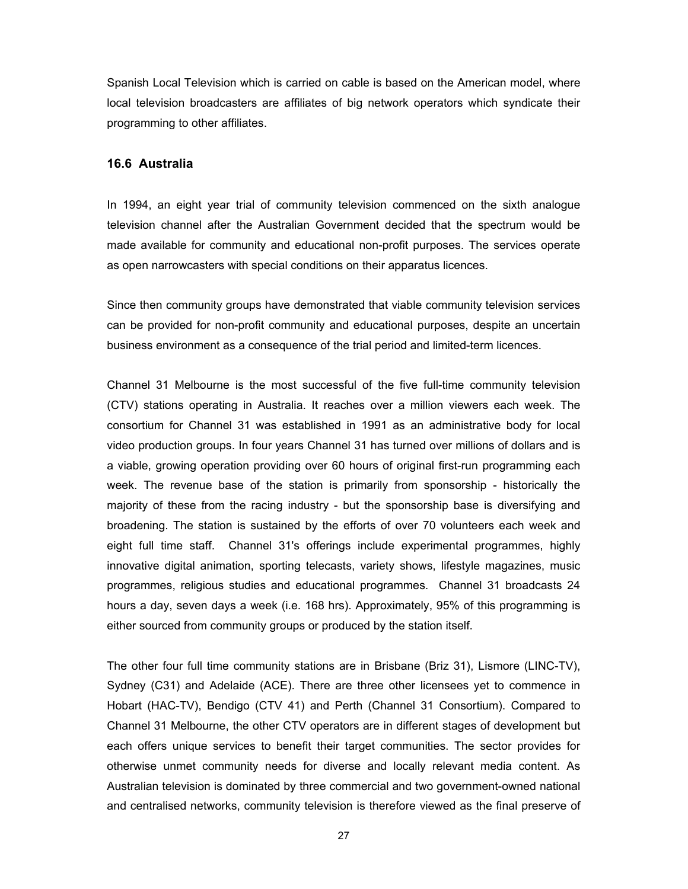Spanish Local Television which is carried on cable is based on the American model, where local television broadcasters are affiliates of big network operators which syndicate their programming to other affiliates.

### 16.6 Australia

In 1994, an eight year trial of community television commenced on the sixth analogue television channel after the Australian Government decided that the spectrum would be made available for community and educational non-profit purposes. The services operate as open narrowcasters with special conditions on their apparatus licences.

Since then community groups have demonstrated that viable community television services can be provided for non-profit community and educational purposes, despite an uncertain business environment as a consequence of the trial period and limited-term licences.

Channel 31 Melbourne is the most successful of the five full-time community television (CTV) stations operating in Australia. It reaches over a million viewers each week. The consortium for Channel 31 was established in 1991 as an administrative body for local video production groups. In four years Channel 31 has turned over millions of dollars and is a viable, growing operation providing over 60 hours of original first-run programming each week. The revenue base of the station is primarily from sponsorship - historically the majority of these from the racing industry - but the sponsorship base is diversifying and broadening. The station is sustained by the efforts of over 70 volunteers each week and eight full time staff. Channel 31's offerings include experimental programmes, highly innovative digital animation, sporting telecasts, variety shows, lifestyle magazines, music programmes, religious studies and educational programmes. Channel 31 broadcasts 24 hours a day, seven days a week (i.e. 168 hrs). Approximately, 95% of this programming is either sourced from community groups or produced by the station itself.

The other four full time community stations are in Brisbane (Briz 31), Lismore (LINC-TV), Sydney (C31) and Adelaide (ACE). There are three other licensees yet to commence in Hobart (HAC-TV), Bendigo (CTV 41) and Perth (Channel 31 Consortium). Compared to Channel 31 Melbourne, the other CTV operators are in different stages of development but each offers unique services to benefit their target communities. The sector provides for otherwise unmet community needs for diverse and locally relevant media content. As Australian television is dominated by three commercial and two government-owned national and centralised networks, community television is therefore viewed as the final preserve of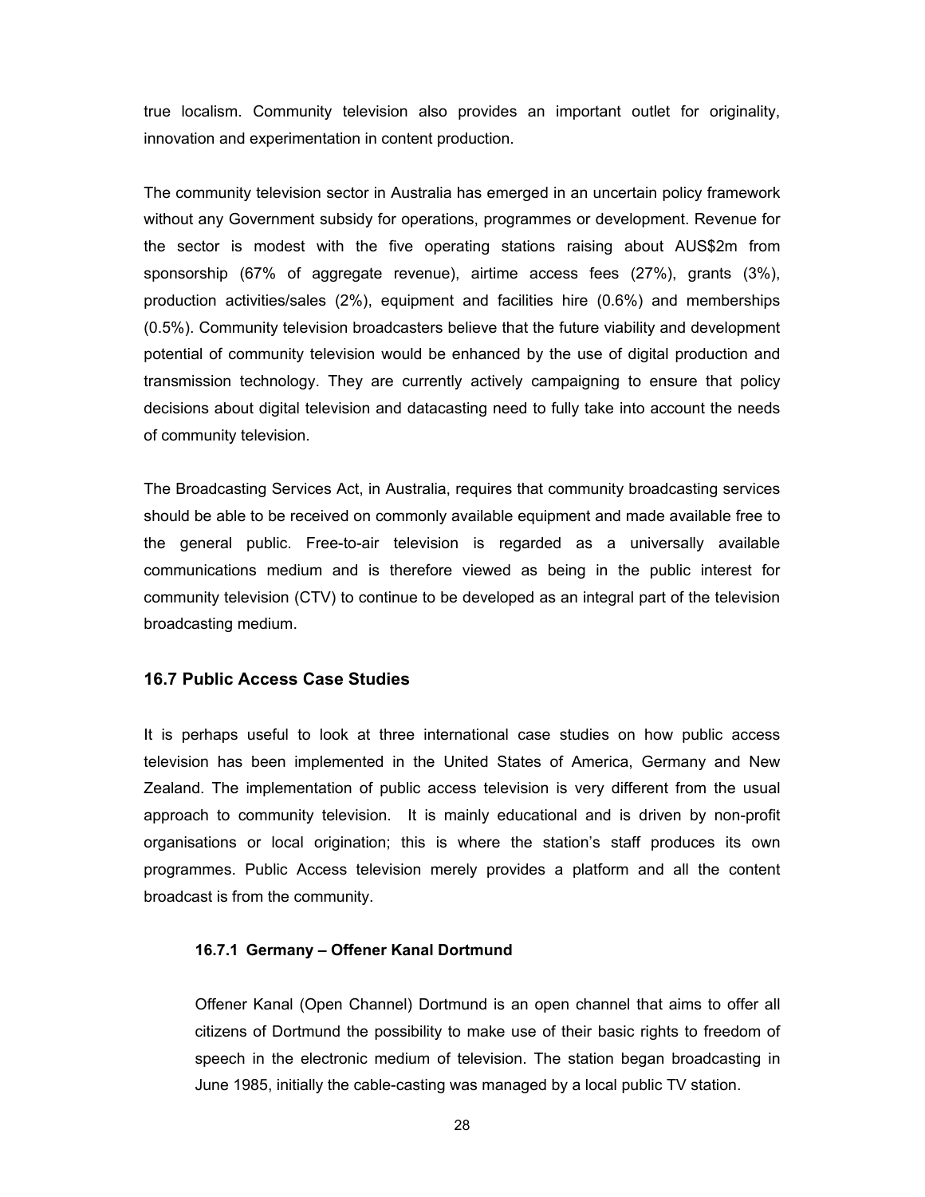true localism. Community television also provides an important outlet for originality, innovation and experimentation in content production.

The community television sector in Australia has emerged in an uncertain policy framework without any Government subsidy for operations, programmes or development. Revenue for the sector is modest with the five operating stations raising about AUS$2m from sponsorship (67% of aggregate revenue), airtime access fees (27%), grants (3%), production activities/sales (2%), equipment and facilities hire (0.6%) and memberships (0.5%). Community television broadcasters believe that the future viability and development potential of community television would be enhanced by the use of digital production and transmission technology. They are currently actively campaigning to ensure that policy decisions about digital television and datacasting need to fully take into account the needs of community television.

The Broadcasting Services Act, in Australia, requires that community broadcasting services should be able to be received on commonly available equipment and made available free to the general public. Free-to-air television is regarded as a universally available communications medium and is therefore viewed as being in the public interest for community television (CTV) to continue to be developed as an integral part of the television broadcasting medium.

## 16.7 Public Access Case Studies

It is perhaps useful to look at three international case studies on how public access television has been implemented in the United States of America, Germany and New Zealand. The implementation of public access television is very different from the usual approach to community television. It is mainly educational and is driven by non-profit organisations or local origination; this is where the station's staff produces its own programmes. Public Access television merely provides a platform and all the content broadcast is from the community.

### 16.7.1 Germany – Offener Kanal Dortmund

Offener Kanal (Open Channel) Dortmund is an open channel that aims to offer all citizens of Dortmund the possibility to make use of their basic rights to freedom of speech in the electronic medium of television. The station began broadcasting in June 1985, initially the cable-casting was managed by a local public TV station.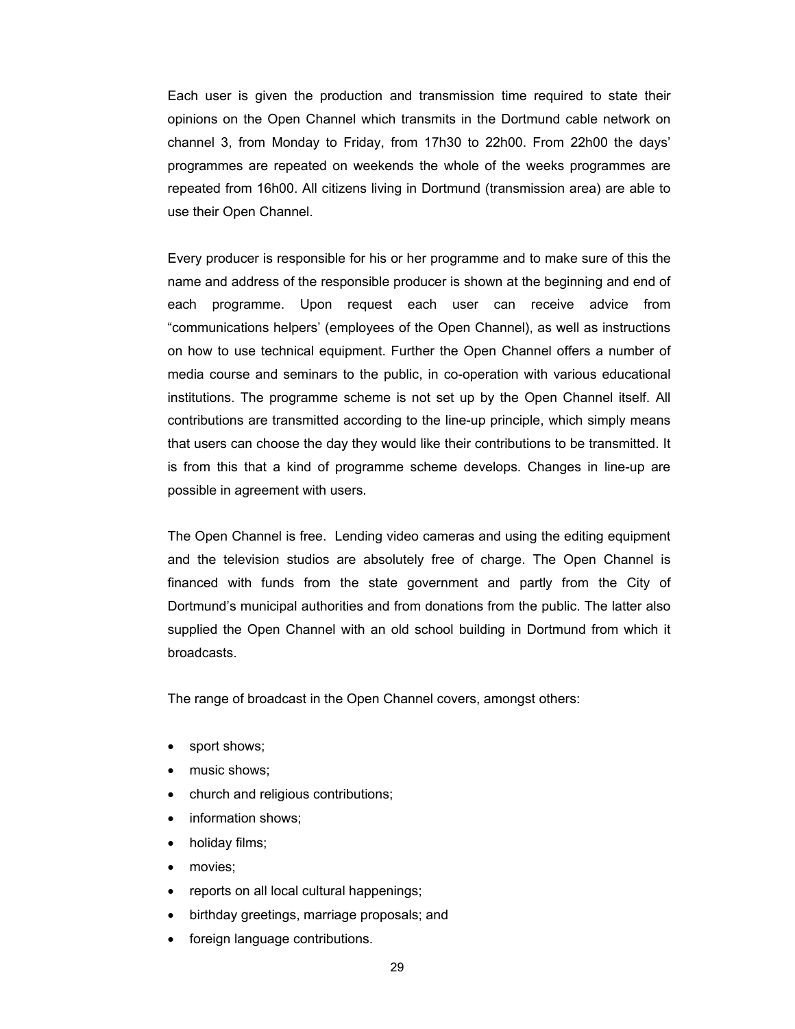Each user is given the production and transmission time required to state their opinions on the Open Channel which transmits in the Dortmund cable network on channel 3, from Monday to Friday, from 17h30 to 22h00. From 22h00 the days' programmes are repeated on weekends the whole of the weeks programmes are repeated from 16h00. All citizens living in Dortmund (transmission area) are able to use their Open Channel.

Every producer is responsible for his or her programme and to make sure of this the name and address of the responsible producer is shown at the beginning and end of each programme. Upon request each user can receive advice from "communications helpers' (employees of the Open Channel), as well as instructions on how to use technical equipment. Further the Open Channel offers a number of media course and seminars to the public, in co-operation with various educational institutions. The programme scheme is not set up by the Open Channel itself. All contributions are transmitted according to the line-up principle, which simply means that users can choose the day they would like their contributions to be transmitted. It is from this that a kind of programme scheme develops. Changes in line-up are possible in agreement with users.

The Open Channel is free. Lending video cameras and using the editing equipment and the television studios are absolutely free of charge. The Open Channel is financed with funds from the state government and partly from the City of Dortmund's municipal authorities and from donations from the public. The latter also supplied the Open Channel with an old school building in Dortmund from which it broadcasts.

The range of broadcast in the Open Channel covers, amongst others:

- sport shows;
- music shows;
- church and religious contributions;
- information shows;
- holiday films;
- movies;
- reports on all local cultural happenings;
- birthday greetings, marriage proposals; and
- foreign language contributions.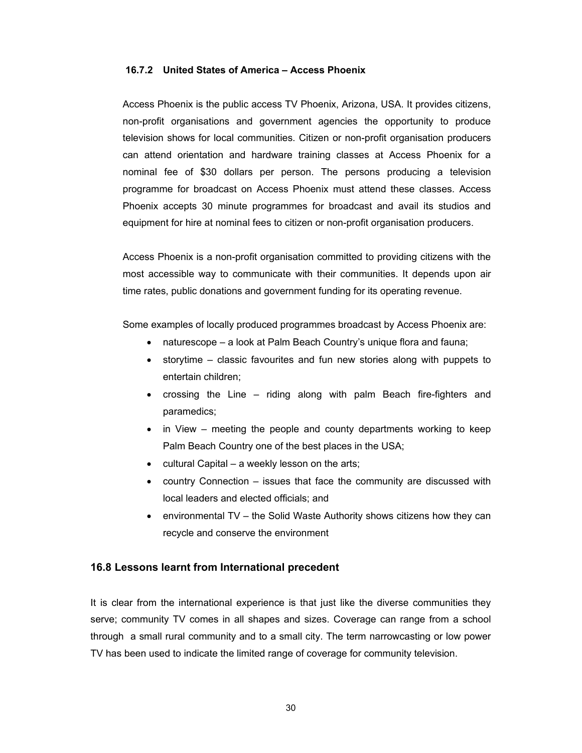### 16.7.2 United States of America – Access Phoenix

Access Phoenix is the public access TV Phoenix, Arizona, USA. It provides citizens, non-profit organisations and government agencies the opportunity to produce television shows for local communities. Citizen or non-profit organisation producers can attend orientation and hardware training classes at Access Phoenix for a nominal fee of $30 dollars per person. The persons producing a television programme for broadcast on Access Phoenix must attend these classes. Access Phoenix accepts 30 minute programmes for broadcast and avail its studios and equipment for hire at nominal fees to citizen or non-profit organisation producers.

Access Phoenix is a non-profit organisation committed to providing citizens with the most accessible way to communicate with their communities. It depends upon air time rates, public donations and government funding for its operating revenue.

Some examples of locally produced programmes broadcast by Access Phoenix are:

- naturescope – a look at Palm Beach Country's unique flora and fauna;
- storytime – classic favourites and fun new stories along with puppets to entertain children;
- crossing the Line – riding along with palm Beach fire-fighters and paramedics;
- in View – meeting the people and county departments working to keep Palm Beach Country one of the best places in the USA;
- cultural Capital – a weekly lesson on the arts;
- country Connection – issues that face the community are discussed with local leaders and elected officials; and
- environmental TV – the Solid Waste Authority shows citizens how they can recycle and conserve the environment

## 16.8 Lessons learnt from International precedent

It is clear from the international experience is that just like the diverse communities they serve; community TV comes in all shapes and sizes. Coverage can range from a school through a small rural community and to a small city. The term narrowcasting or low power TV has been used to indicate the limited range of coverage for community television.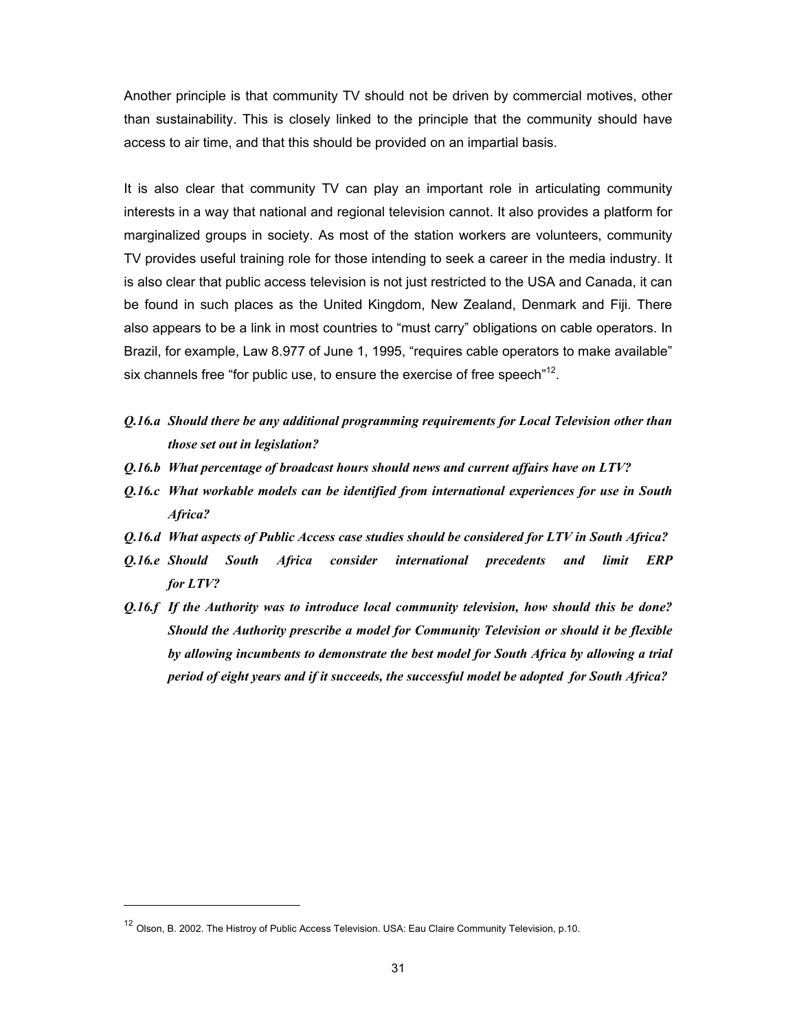Another principle is that community TV should not be driven by commercial motives, other than sustainability. This is closely linked to the principle that the community should have access to air time, and that this should be provided on an impartial basis.

It is also clear that community TV can play an important role in articulating community interests in a way that national and regional television cannot. It also provides a platform for marginalized groups in society. As most of the station workers are volunteers, community TV provides useful training role for those intending to seek a career in the media industry. It is also clear that public access television is not just restricted to the USA and Canada, it can be found in such places as the United Kingdom, New Zealand, Denmark and Fiji. There also appears to be a link in most countries to "must carry" obligations on cable operators. In Brazil, for example, Law 8.977 of June 1, 1995, "requires cable operators to make available" six channels free "for public use, to ensure the exercise of free speech"[12].

***Q.16.a Should there be any additional programming requirements for Local Television other than those set out in legislation?***

***Q.16.b What percentage of broadcast hours should news and current affairs have on LTV?***

***Q.16.c What workable models can be identified from international experiences for use in South Africa?***

***Q.16.d What aspects of Public Access case studies should be considered for LTV in South Africa?***

***Q.16.e Should South Africa consider international precedents and limit ERP for LTV?***

***Q.16.f If the Authority was to introduce local community television, how should this be done? Should the Authority prescribe a model for Community Television or should it be flexible by allowing incumbents to demonstrate the best model for South Africa by allowing a trial period of eight years and if it succeeds, the successful model be adopted for South Africa?***

---

[12] Olson, B. 2002. The Histroy of Public Access Television. USA: Eau Claire Community Television, p.10.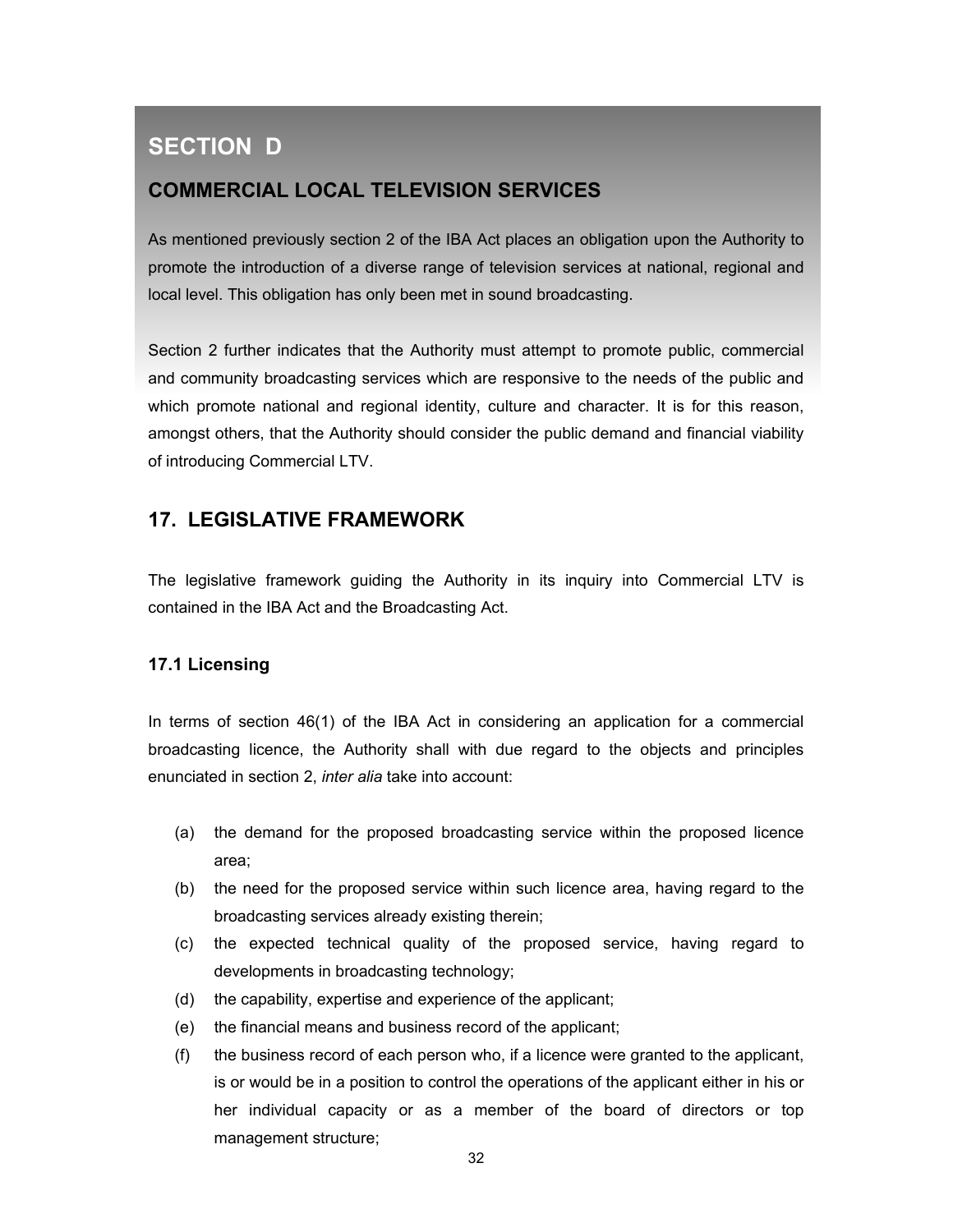# SECTION D

## COMMERCIAL LOCAL TELEVISION SERVICES

As mentioned previously section 2 of the IBA Act places an obligation upon the Authority to promote the introduction of a diverse range of television services at national, regional and local level. This obligation has only been met in sound broadcasting.

Section 2 further indicates that the Authority must attempt to promote public, commercial and community broadcasting services which are responsive to the needs of the public and which promote national and regional identity, culture and character. It is for this reason, amongst others, that the Authority should consider the public demand and financial viability of introducing Commercial LTV.

## 17. LEGISLATIVE FRAMEWORK

The legislative framework guiding the Authority in its inquiry into Commercial LTV is contained in the IBA Act and the Broadcasting Act.

### 17.1 Licensing

In terms of section 46(1) of the IBA Act in considering an application for a commercial broadcasting licence, the Authority shall with due regard to the objects and principles enunciated in section 2, *inter alia* take into account:

- (a) the demand for the proposed broadcasting service within the proposed licence area;
- (b) the need for the proposed service within such licence area, having regard to the broadcasting services already existing therein;
- (c) the expected technical quality of the proposed service, having regard to developments in broadcasting technology;
- (d) the capability, expertise and experience of the applicant;
- (e) the financial means and business record of the applicant;
- (f) the business record of each person who, if a licence were granted to the applicant, is or would be in a position to control the operations of the applicant either in his or her individual capacity or as a member of the board of directors or top management structure;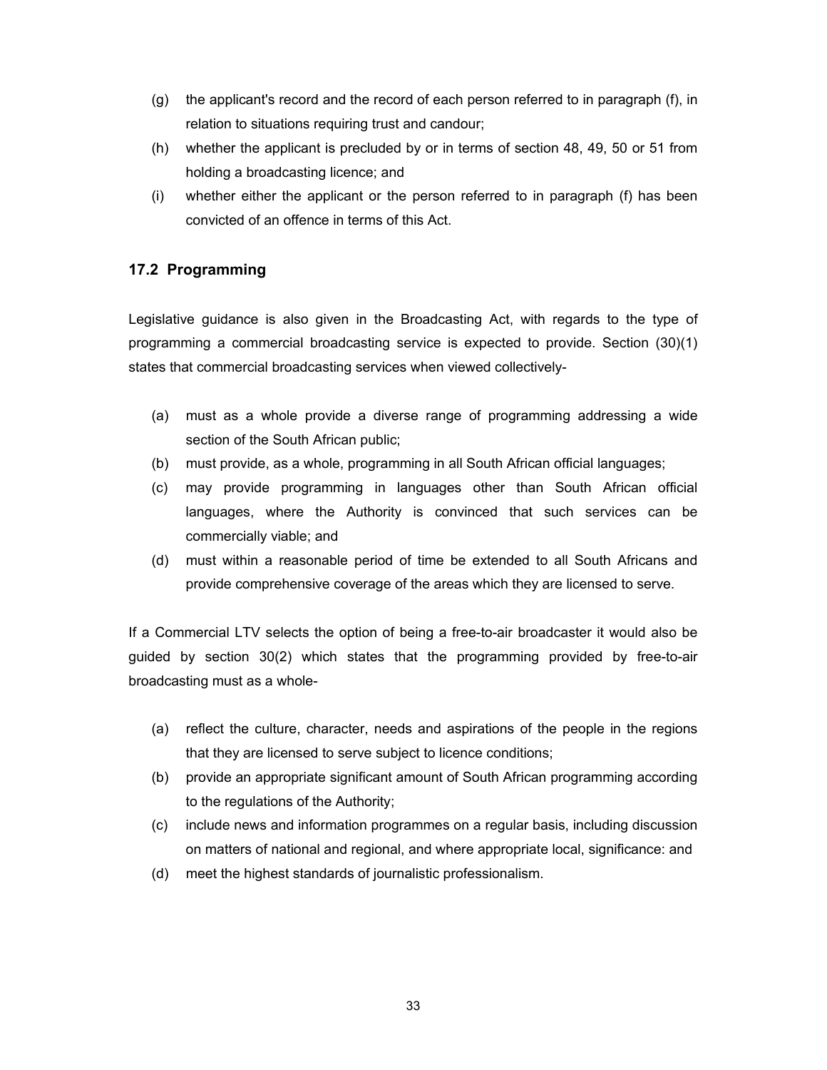(g) the applicant's record and the record of each person referred to in paragraph (f), in relation to situations requiring trust and candour;

(h) whether the applicant is precluded by or in terms of section 48, 49, 50 or 51 from holding a broadcasting licence; and

(i) whether either the applicant or the person referred to in paragraph (f) has been convicted of an offence in terms of this Act.

### 17.2 Programming

Legislative guidance is also given in the Broadcasting Act, with regards to the type of programming a commercial broadcasting service is expected to provide. Section (30)(1) states that commercial broadcasting services when viewed collectively-

(a) must as a whole provide a diverse range of programming addressing a wide section of the South African public;

(b) must provide, as a whole, programming in all South African official languages;

(c) may provide programming in languages other than South African official languages, where the Authority is convinced that such services can be commercially viable; and

(d) must within a reasonable period of time be extended to all South Africans and provide comprehensive coverage of the areas which they are licensed to serve.

If a Commercial LTV selects the option of being a free-to-air broadcaster it would also be guided by section 30(2) which states that the programming provided by free-to-air broadcasting must as a whole-

(a) reflect the culture, character, needs and aspirations of the people in the regions that they are licensed to serve subject to licence conditions;

(b) provide an appropriate significant amount of South African programming according to the regulations of the Authority;

(c) include news and information programmes on a regular basis, including discussion on matters of national and regional, and where appropriate local, significance: and

(d) meet the highest standards of journalistic professionalism.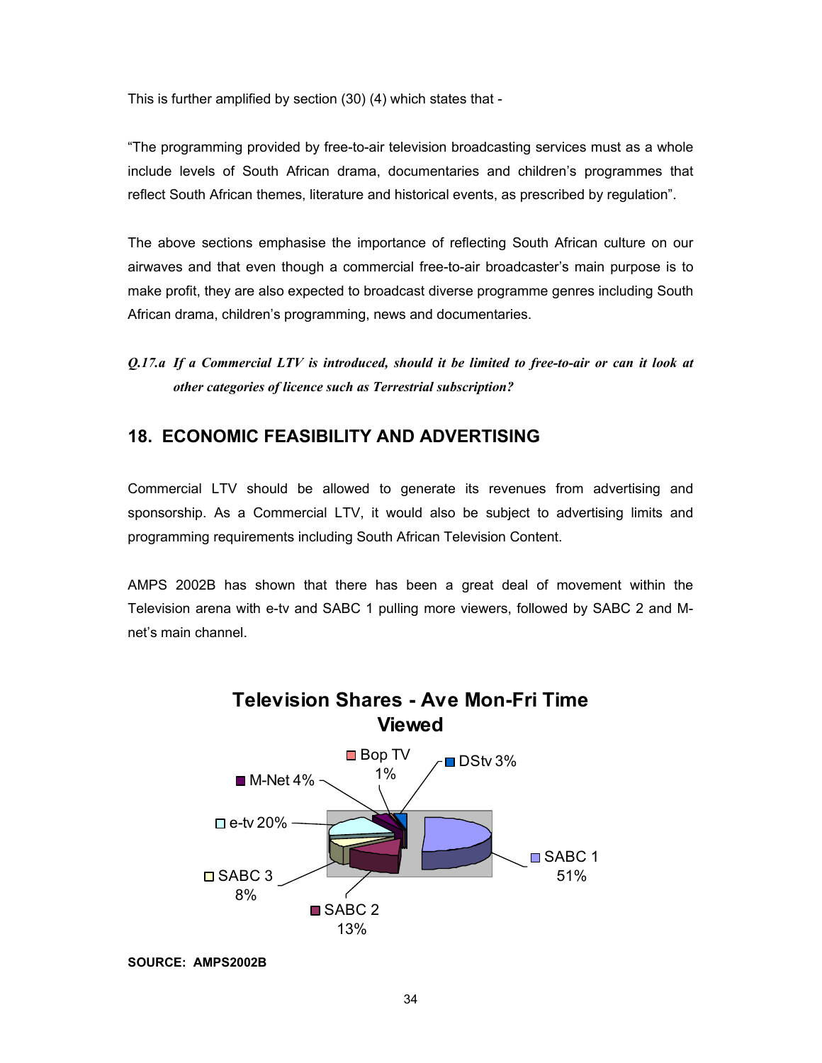This is further amplified by section (30) (4) which states that -

"The programming provided by free-to-air television broadcasting services must as a whole include levels of South African drama, documentaries and children's programmes that reflect South African themes, literature and historical events, as prescribed by regulation".

The above sections emphasise the importance of reflecting South African culture on our airwaves and that even though a commercial free-to-air broadcaster's main purpose is to make profit, they are also expected to broadcast diverse programme genres including South African drama, children's programming, news and documentaries.

***Q.17.a If a Commercial LTV is introduced, should it be limited to free-to-air or can it look at other categories of licence such as Terrestrial subscription?***

## 18. ECONOMIC FEASIBILITY AND ADVERTISING

Commercial LTV should be allowed to generate its revenues from advertising and sponsorship. As a Commercial LTV, it would also be subject to advertising limits and programming requirements including South African Television Content.

AMPS 2002B has shown that there has been a great deal of movement within the Television arena with e-tv and SABC 1 pulling more viewers, followed by SABC 2 and M-net's main channel.

**Television Shares - Ave Mon-Fri Time Viewed**

| Channel | Share |
|---|---|
| SABC 1 | 51% |
| e-tv | 20% |
| SABC 2 | 13% |
| SABC 3 | 8% |
| M-Net | 4% |
| DStv | 3% |
| Bop TV | 1% |

**SOURCE: AMPS2002B**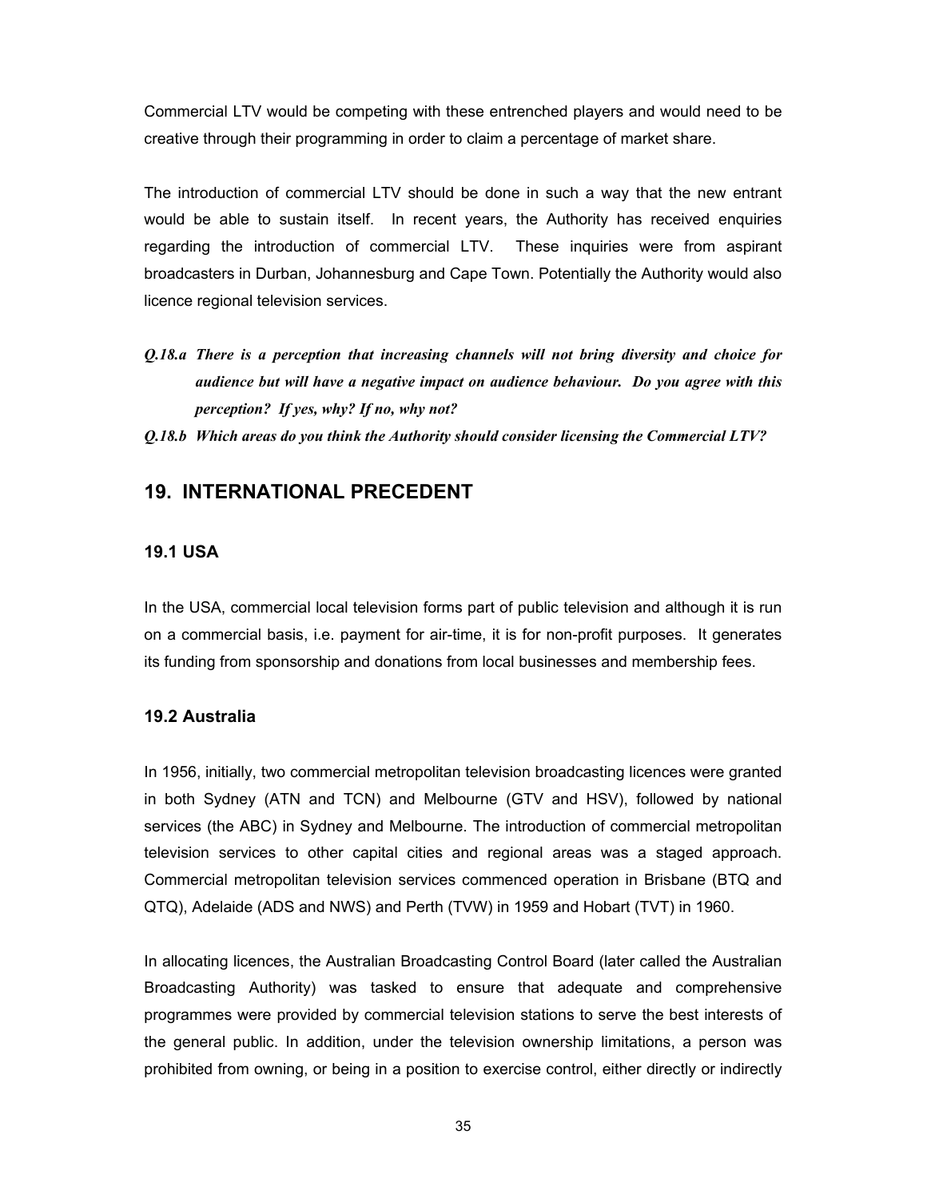Commercial LTV would be competing with these entrenched players and would need to be creative through their programming in order to claim a percentage of market share.

The introduction of commercial LTV should be done in such a way that the new entrant would be able to sustain itself. In recent years, the Authority has received enquiries regarding the introduction of commercial LTV. These inquiries were from aspirant broadcasters in Durban, Johannesburg and Cape Town. Potentially the Authority would also licence regional television services.

***Q.18.a There is a perception that increasing channels will not bring diversity and choice for audience but will have a negative impact on audience behaviour. Do you agree with this perception? If yes, why? If no, why not?***

***Q.18.b Which areas do you think the Authority should consider licensing the Commercial LTV?***

## 19. INTERNATIONAL PRECEDENT

### 19.1 USA

In the USA, commercial local television forms part of public television and although it is run on a commercial basis, i.e. payment for air-time, it is for non-profit purposes. It generates its funding from sponsorship and donations from local businesses and membership fees.

### 19.2 Australia

In 1956, initially, two commercial metropolitan television broadcasting licences were granted in both Sydney (ATN and TCN) and Melbourne (GTV and HSV), followed by national services (the ABC) in Sydney and Melbourne. The introduction of commercial metropolitan television services to other capital cities and regional areas was a staged approach. Commercial metropolitan television services commenced operation in Brisbane (BTQ and QTQ), Adelaide (ADS and NWS) and Perth (TVW) in 1959 and Hobart (TVT) in 1960.

In allocating licences, the Australian Broadcasting Control Board (later called the Australian Broadcasting Authority) was tasked to ensure that adequate and comprehensive programmes were provided by commercial television stations to serve the best interests of the general public. In addition, under the television ownership limitations, a person was prohibited from owning, or being in a position to exercise control, either directly or indirectly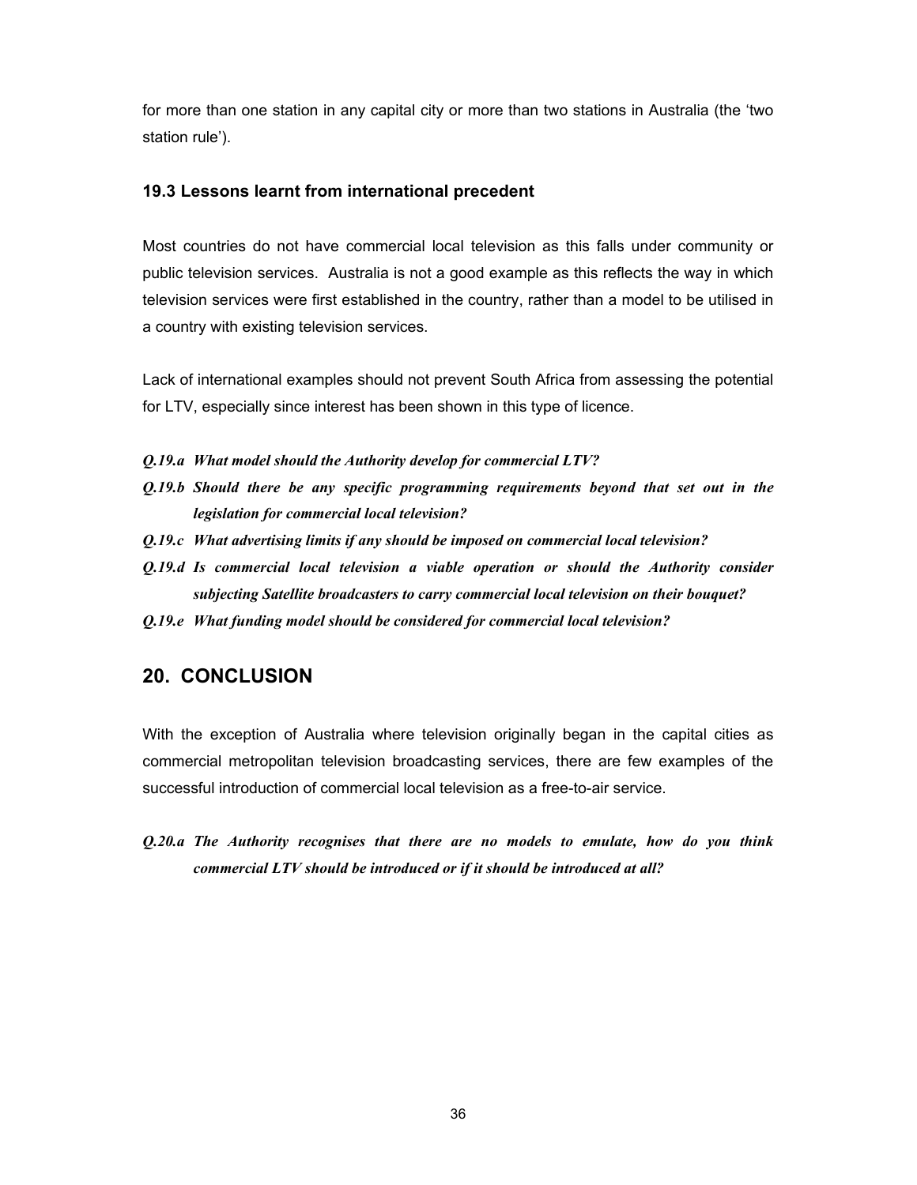for more than one station in any capital city or more than two stations in Australia (the 'two station rule').

### 19.3 Lessons learnt from international precedent

Most countries do not have commercial local television as this falls under community or public television services. Australia is not a good example as this reflects the way in which television services were first established in the country, rather than a model to be utilised in a country with existing television services.

Lack of international examples should not prevent South Africa from assessing the potential for LTV, especially since interest has been shown in this type of licence.

***Q.19.a What model should the Authority develop for commercial LTV?***

***Q.19.b Should there be any specific programming requirements beyond that set out in the legislation for commercial local television?***

***Q.19.c What advertising limits if any should be imposed on commercial local television?***

***Q.19.d Is commercial local television a viable operation or should the Authority consider subjecting Satellite broadcasters to carry commercial local television on their bouquet?***

***Q.19.e What funding model should be considered for commercial local television?***

## 20. CONCLUSION

With the exception of Australia where television originally began in the capital cities as commercial metropolitan television broadcasting services, there are few examples of the successful introduction of commercial local television as a free-to-air service.

***Q.20.a The Authority recognises that there are no models to emulate, how do you think commercial LTV should be introduced or if it should be introduced at all?***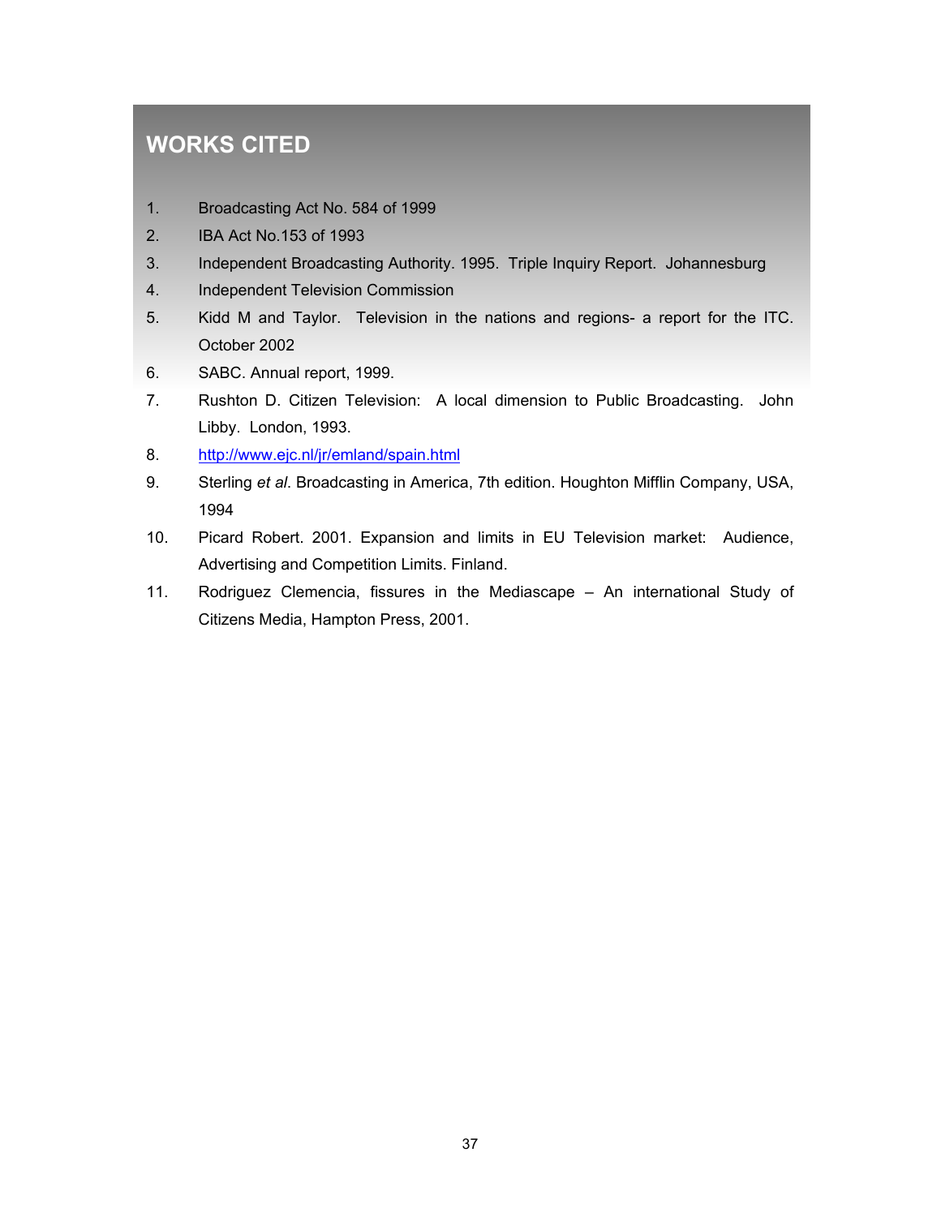## WORKS CITED

1. Broadcasting Act No. 584 of 1999
2. IBA Act No.153 of 1993
3. Independent Broadcasting Authority. 1995. Triple Inquiry Report. Johannesburg
4. Independent Television Commission
5. Kidd M and Taylor. Television in the nations and regions- a report for the ITC. October 2002
6. SABC. Annual report, 1999.
7. Rushton D. Citizen Television: A local dimension to Public Broadcasting. John Libby. London, 1993.
8. http://www.ejc.nl/jr/emland/spain.html
9. Sterling *et al*. Broadcasting in America, 7th edition. Houghton Mifflin Company, USA, 1994
10. Picard Robert. 2001. Expansion and limits in EU Television market: Audience, Advertising and Competition Limits. Finland.
11. Rodriguez Clemencia, fissures in the Mediascape – An international Study of Citizens Media, Hampton Press, 2001.